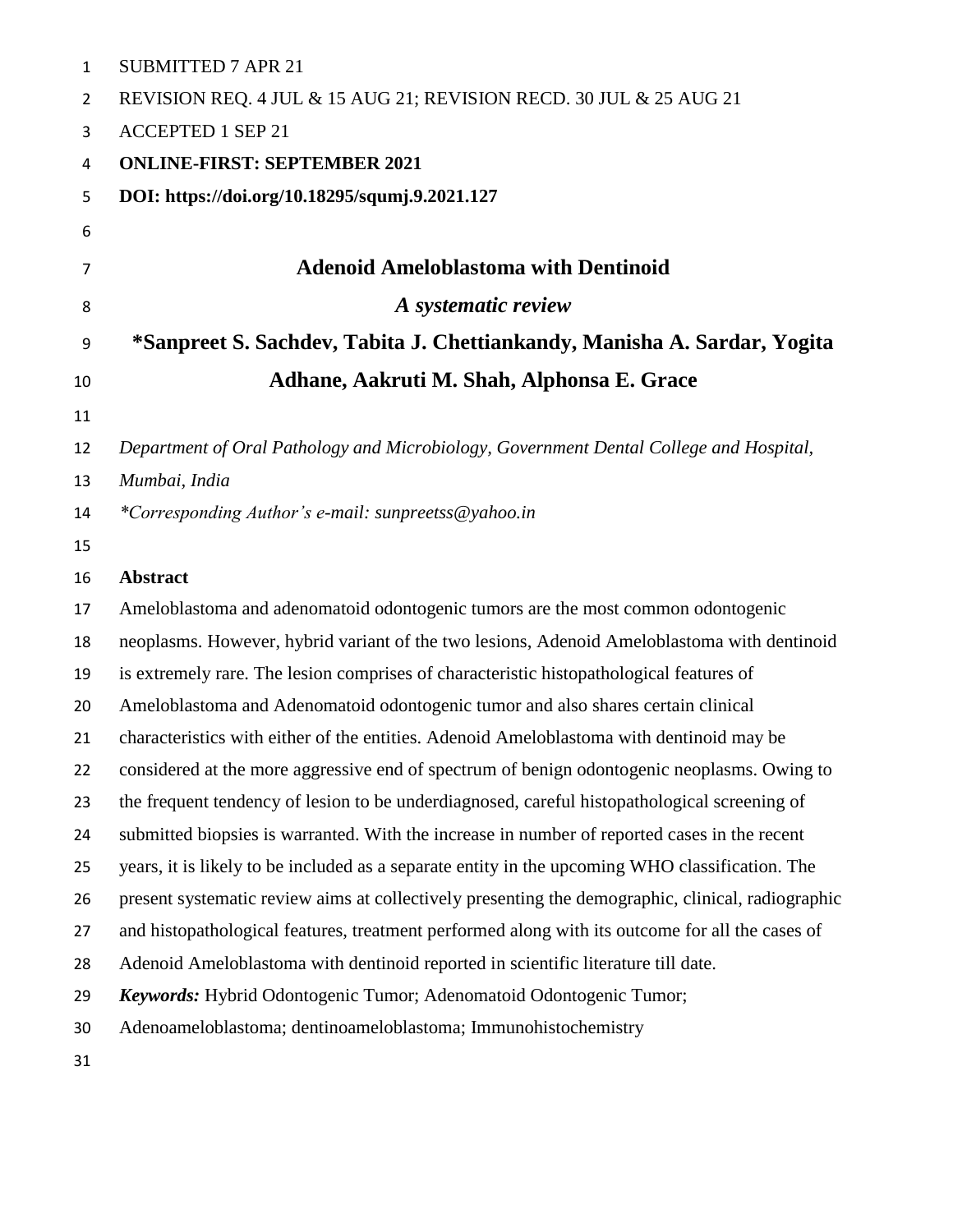SUBMITTED 7 APR 21

REVISION REQ. 4 JUL & 15 AUG 21; REVISION RECD. 30 JUL & 25 AUG 21

ACCEPTED 1 SEP 21

**ONLINE-FIRST: SEPTEMBER 2021**

**DOI: https://doi.org/10.18295/squmj.9.2021.127**

# Adenoid Ameloblastoma with Dentinoid

## *A systematic review*

**\*Sanpreet S. Sachdev, Tabita J. Chettiankandy, Manisha A. Sardar, Yogita Adhane, Aakruti M. Shah, Alphonsa E. Grace**

*Department of Oral Pathology and Microbiology, Government Dental College and Hospital, Mumbai, India*

*\*Corresponding Author's e-mail: sunpreetss@yahoo.in*

**Abstract**

Ameloblastoma and adenomatoid odontogenic tumors are the most common odontogenic neoplasms. However, hybrid variant of the two lesions, Adenoid Ameloblastoma with dentinoid is extremely rare. The lesion comprises of characteristic histopathological features of Ameloblastoma and Adenomatoid odontogenic tumor and also shares certain clinical characteristics with either of the entities. Adenoid Ameloblastoma with dentinoid may be considered at the more aggressive end of spectrum of benign odontogenic neoplasms. Owing to the frequent tendency of lesion to be underdiagnosed, careful histopathological screening of submitted biopsies is warranted. With the increase in number of reported cases in the recent years, it is likely to be included as a separate entity in the upcoming WHO classification. The present systematic review aims at collectively presenting the demographic, clinical, radiographic and histopathological features, treatment performed along with its outcome for all the cases of Adenoid Ameloblastoma with dentinoid reported in scientific literature till date.

***Keywords:*** Hybrid Odontogenic Tumor; Adenomatoid Odontogenic Tumor; Adenoameloblastoma; dentinoameloblastoma; Immunohistochemistry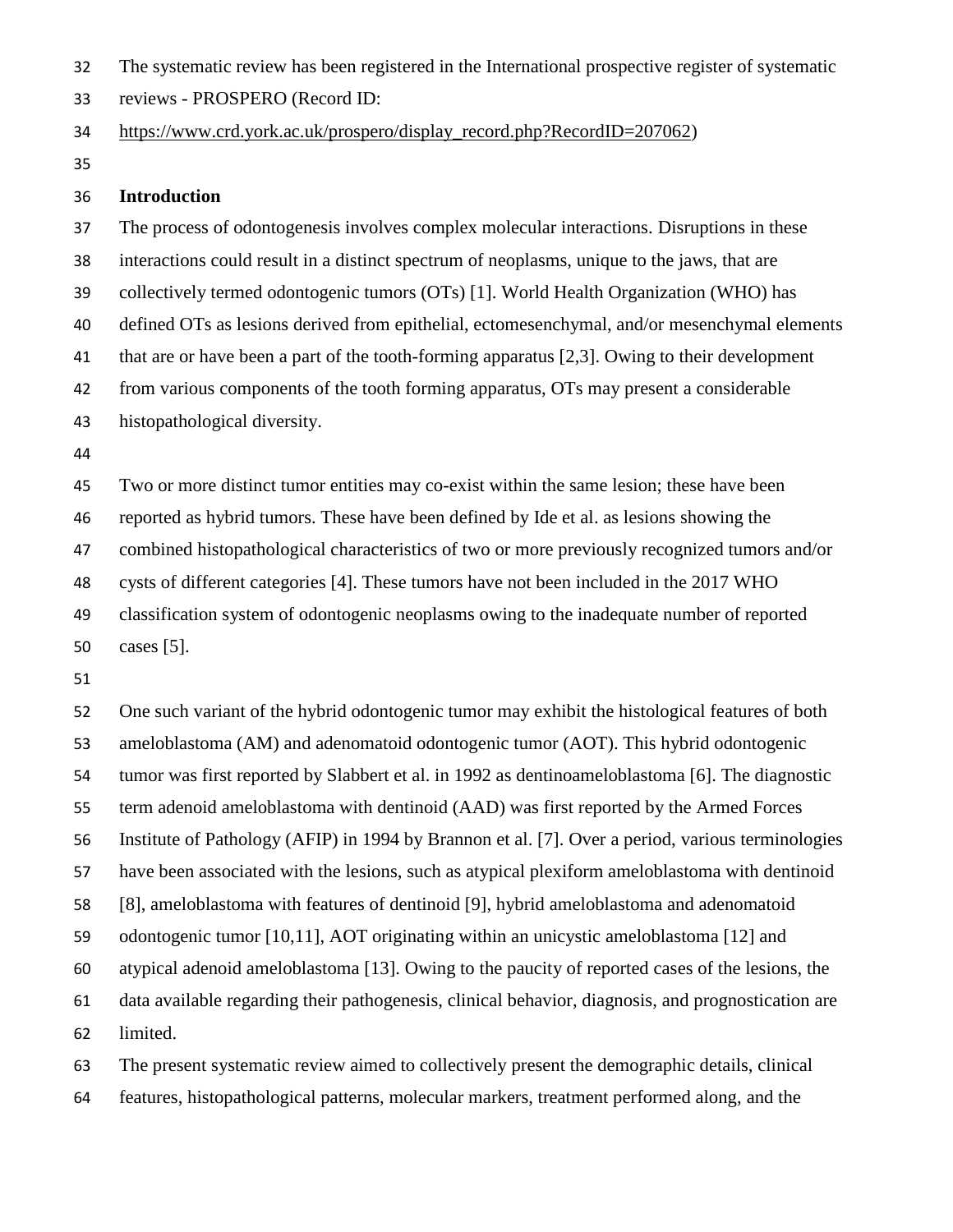The systematic review has been registered in the International prospective register of systematic reviews - PROSPERO (Record ID: https://www.crd.york.ac.uk/prospero/display_record.php?RecordID=207062)

## Introduction

The process of odontogenesis involves complex molecular interactions. Disruptions in these interactions could result in a distinct spectrum of neoplasms, unique to the jaws, that are collectively termed odontogenic tumors (OTs) [1]. World Health Organization (WHO) has defined OTs as lesions derived from epithelial, ectomesenchymal, and/or mesenchymal elements that are or have been a part of the tooth-forming apparatus [2,3]. Owing to their development from various components of the tooth forming apparatus, OTs may present a considerable histopathological diversity.

Two or more distinct tumor entities may co-exist within the same lesion; these have been reported as hybrid tumors. These have been defined by Ide et al. as lesions showing the combined histopathological characteristics of two or more previously recognized tumors and/or cysts of different categories [4]. These tumors have not been included in the 2017 WHO classification system of odontogenic neoplasms owing to the inadequate number of reported cases [5].

One such variant of the hybrid odontogenic tumor may exhibit the histological features of both ameloblastoma (AM) and adenomatoid odontogenic tumor (AOT). This hybrid odontogenic tumor was first reported by Slabbert et al. in 1992 as dentinoameloblastoma [6]. The diagnostic term adenoid ameloblastoma with dentinoid (AAD) was first reported by the Armed Forces Institute of Pathology (AFIP) in 1994 by Brannon et al. [7]. Over a period, various terminologies have been associated with the lesions, such as atypical plexiform ameloblastoma with dentinoid [8], ameloblastoma with features of dentinoid [9], hybrid ameloblastoma and adenomatoid odontogenic tumor [10,11], AOT originating within an unicystic ameloblastoma [12] and atypical adenoid ameloblastoma [13]. Owing to the paucity of reported cases of the lesions, the data available regarding their pathogenesis, clinical behavior, diagnosis, and prognostication are limited.

The present systematic review aimed to collectively present the demographic details, clinical features, histopathological patterns, molecular markers, treatment performed along, and the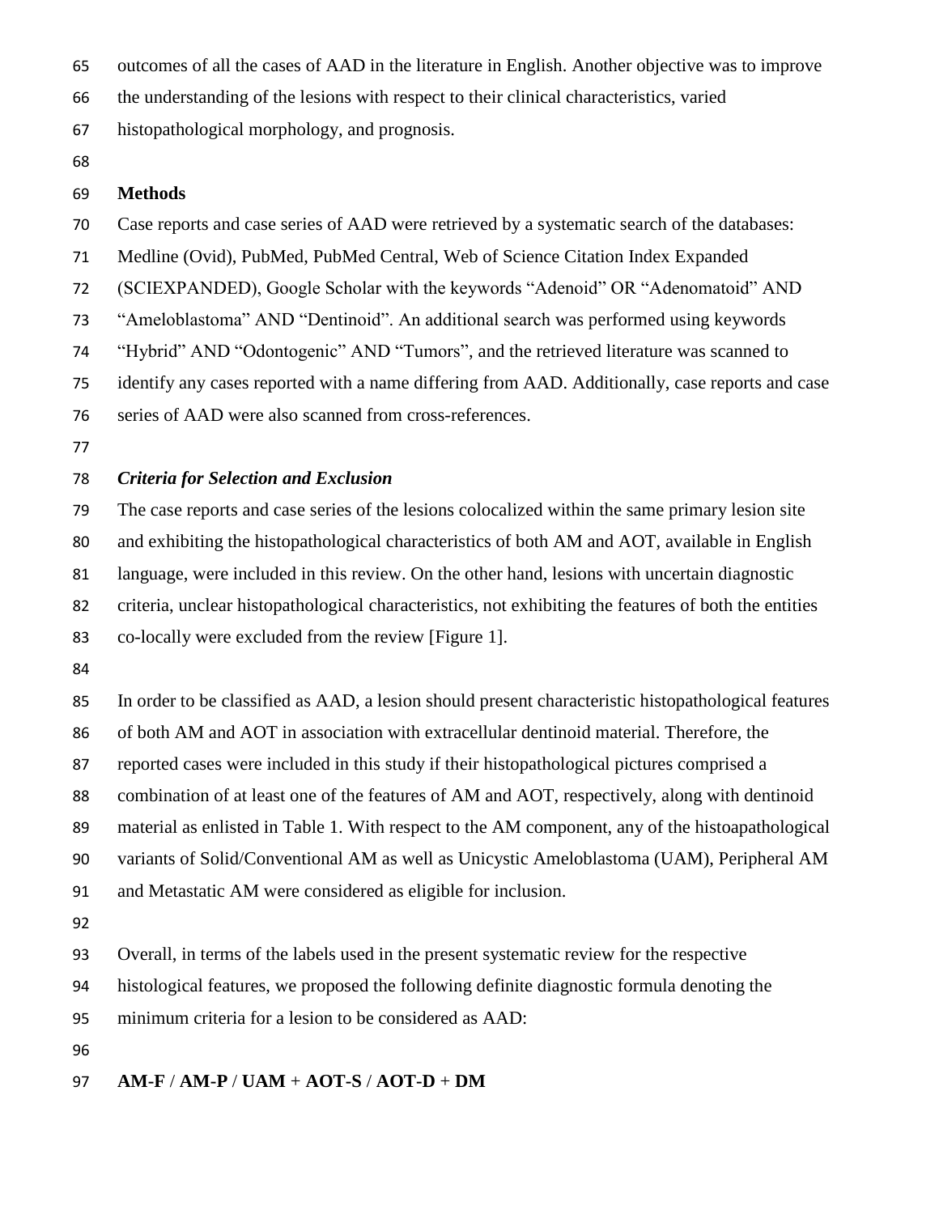outcomes of all the cases of AAD in the literature in English. Another objective was to improve the understanding of the lesions with respect to their clinical characteristics, varied histopathological morphology, and prognosis.

## Methods

Case reports and case series of AAD were retrieved by a systematic search of the databases: Medline (Ovid), PubMed, PubMed Central, Web of Science Citation Index Expanded (SCIEXPANDED), Google Scholar with the keywords "Adenoid" OR "Adenomatoid" AND "Ameloblastoma" AND "Dentinoid". An additional search was performed using keywords "Hybrid" AND "Odontogenic" AND "Tumors", and the retrieved literature was scanned to identify any cases reported with a name differing from AAD. Additionally, case reports and case series of AAD were also scanned from cross-references.

### *Criteria for Selection and Exclusion*

The case reports and case series of the lesions colocalized within the same primary lesion site and exhibiting the histopathological characteristics of both AM and AOT, available in English language, were included in this review. On the other hand, lesions with uncertain diagnostic criteria, unclear histopathological characteristics, not exhibiting the features of both the entities co-locally were excluded from the review [Figure 1].

In order to be classified as AAD, a lesion should present characteristic histopathological features of both AM and AOT in association with extracellular dentinoid material. Therefore, the reported cases were included in this study if their histopathological pictures comprised a combination of at least one of the features of AM and AOT, respectively, along with dentinoid material as enlisted in Table 1. With respect to the AM component, any of the histoapathological variants of Solid/Conventional AM as well as Unicystic Ameloblastoma (UAM), Peripheral AM and Metastatic AM were considered as eligible for inclusion.

Overall, in terms of the labels used in the present systematic review for the respective histological features, we proposed the following definite diagnostic formula denoting the minimum criteria for a lesion to be considered as AAD:

**AM-F** / **AM-P** / **UAM** + **AOT-S** / **AOT-D** + **DM**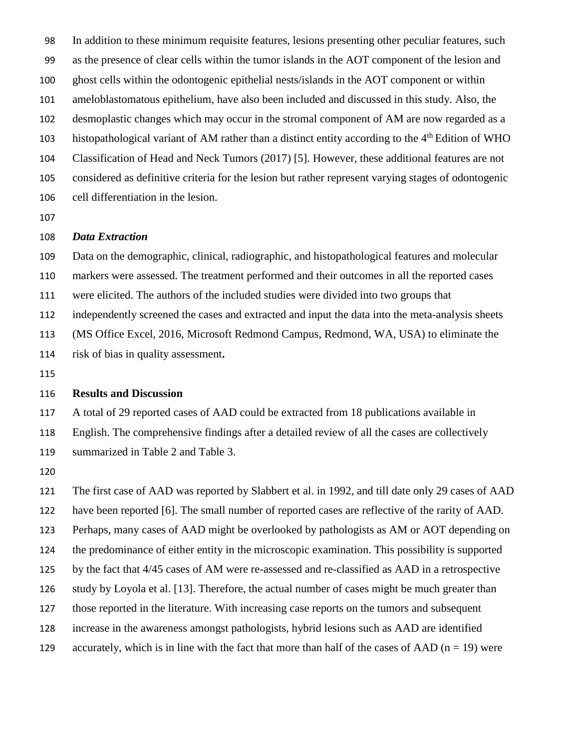In addition to these minimum requisite features, lesions presenting other peculiar features, such as the presence of clear cells within the tumor islands in the AOT component of the lesion and ghost cells within the odontogenic epithelial nests/islands in the AOT component or within ameloblastomatous epithelium, have also been included and discussed in this study. Also, the desmoplastic changes which may occur in the stromal component of AM are now regarded as a histopathological variant of AM rather than a distinct entity according to the 4th Edition of WHO Classification of Head and Neck Tumors (2017) [5]. However, these additional features are not considered as definitive criteria for the lesion but rather represent varying stages of odontogenic cell differentiation in the lesion.

### *Data Extraction*

Data on the demographic, clinical, radiographic, and histopathological features and molecular markers were assessed. The treatment performed and their outcomes in all the reported cases were elicited. The authors of the included studies were divided into two groups that independently screened the cases and extracted and input the data into the meta-analysis sheets (MS Office Excel, 2016, Microsoft Redmond Campus, Redmond, WA, USA) to eliminate the risk of bias in quality assessment**.**

## Results and Discussion

A total of 29 reported cases of AAD could be extracted from 18 publications available in English. The comprehensive findings after a detailed review of all the cases are collectively summarized in Table 2 and Table 3.

The first case of AAD was reported by Slabbert et al. in 1992, and till date only 29 cases of AAD have been reported [6]. The small number of reported cases are reflective of the rarity of AAD. Perhaps, many cases of AAD might be overlooked by pathologists as AM or AOT depending on the predominance of either entity in the microscopic examination. This possibility is supported by the fact that 4/45 cases of AM were re-assessed and re-classified as AAD in a retrospective study by Loyola et al. [13]. Therefore, the actual number of cases might be much greater than those reported in the literature. With increasing case reports on the tumors and subsequent increase in the awareness amongst pathologists, hybrid lesions such as AAD are identified accurately, which is in line with the fact that more than half of the cases of AAD (n = 19) were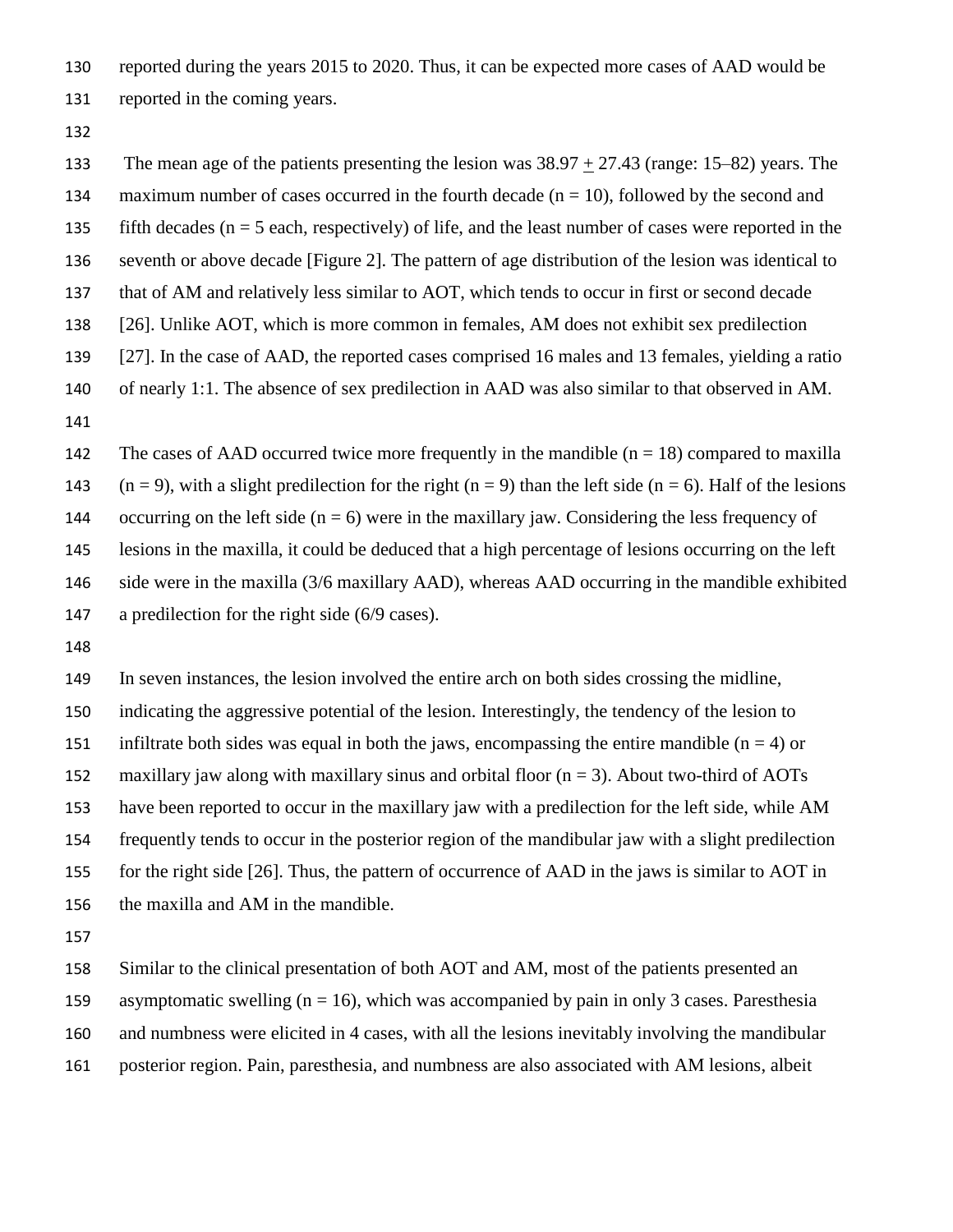reported during the years 2015 to 2020. Thus, it can be expected more cases of AAD would be reported in the coming years.

The mean age of the patients presenting the lesion was 38.97 $\pm$ 27.43 (range: 15–82) years. The maximum number of cases occurred in the fourth decade (n = 10), followed by the second and fifth decades (n = 5 each, respectively) of life, and the least number of cases were reported in the seventh or above decade [Figure 2]. The pattern of age distribution of the lesion was identical to that of AM and relatively less similar to AOT, which tends to occur in first or second decade [26]. Unlike AOT, which is more common in females, AM does not exhibit sex predilection [27]. In the case of AAD, the reported cases comprised 16 males and 13 females, yielding a ratio of nearly 1:1. The absence of sex predilection in AAD was also similar to that observed in AM.

The cases of AAD occurred twice more frequently in the mandible (n = 18) compared to maxilla (n = 9), with a slight predilection for the right (n = 9) than the left side (n = 6). Half of the lesions occurring on the left side (n = 6) were in the maxillary jaw. Considering the less frequency of lesions in the maxilla, it could be deduced that a high percentage of lesions occurring on the left side were in the maxilla (3/6 maxillary AAD), whereas AAD occurring in the mandible exhibited a predilection for the right side (6/9 cases).

In seven instances, the lesion involved the entire arch on both sides crossing the midline, indicating the aggressive potential of the lesion. Interestingly, the tendency of the lesion to infiltrate both sides was equal in both the jaws, encompassing the entire mandible (n = 4) or maxillary jaw along with maxillary sinus and orbital floor (n = 3). About two-third of AOTs have been reported to occur in the maxillary jaw with a predilection for the left side, while AM frequently tends to occur in the posterior region of the mandibular jaw with a slight predilection for the right side [26]. Thus, the pattern of occurrence of AAD in the jaws is similar to AOT in the maxilla and AM in the mandible.

Similar to the clinical presentation of both AOT and AM, most of the patients presented an asymptomatic swelling (n = 16), which was accompanied by pain in only 3 cases. Paresthesia and numbness were elicited in 4 cases, with all the lesions inevitably involving the mandibular posterior region. Pain, paresthesia, and numbness are also associated with AM lesions, albeit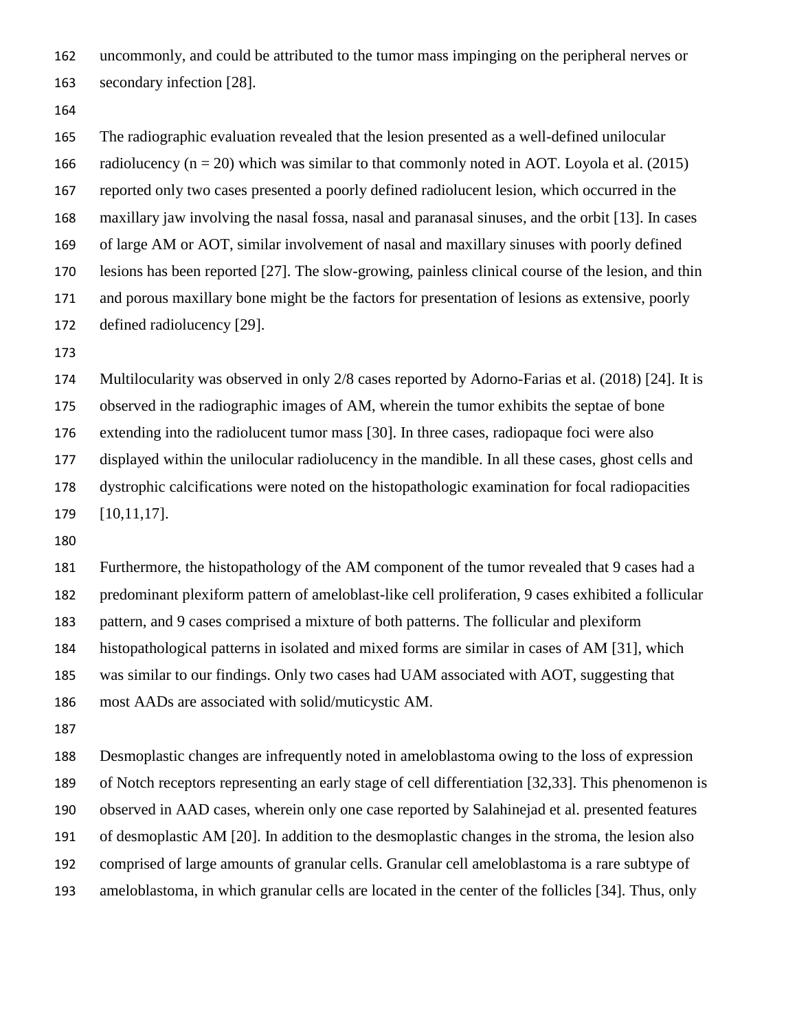uncommonly, and could be attributed to the tumor mass impinging on the peripheral nerves or secondary infection [28].

The radiographic evaluation revealed that the lesion presented as a well-defined unilocular radiolucency (n = 20) which was similar to that commonly noted in AOT. Loyola et al. (2015) reported only two cases presented a poorly defined radiolucent lesion, which occurred in the maxillary jaw involving the nasal fossa, nasal and paranasal sinuses, and the orbit [13]. In cases of large AM or AOT, similar involvement of nasal and maxillary sinuses with poorly defined lesions has been reported [27]. The slow-growing, painless clinical course of the lesion, and thin and porous maxillary bone might be the factors for presentation of lesions as extensive, poorly defined radiolucency [29].

Multilocularity was observed in only 2/8 cases reported by Adorno-Farias et al. (2018) [24]. It is observed in the radiographic images of AM, wherein the tumor exhibits the septae of bone extending into the radiolucent tumor mass [30]. In three cases, radiopaque foci were also displayed within the unilocular radiolucency in the mandible. In all these cases, ghost cells and dystrophic calcifications were noted on the histopathologic examination for focal radiopacities [10,11,17].

Furthermore, the histopathology of the AM component of the tumor revealed that 9 cases had a predominant plexiform pattern of ameloblast-like cell proliferation, 9 cases exhibited a follicular pattern, and 9 cases comprised a mixture of both patterns. The follicular and plexiform histopathological patterns in isolated and mixed forms are similar in cases of AM [31], which was similar to our findings. Only two cases had UAM associated with AOT, suggesting that most AADs are associated with solid/muticystic AM.

Desmoplastic changes are infrequently noted in ameloblastoma owing to the loss of expression of Notch receptors representing an early stage of cell differentiation [32,33]. This phenomenon is observed in AAD cases, wherein only one case reported by Salahinejad et al. presented features of desmoplastic AM [20]. In addition to the desmoplastic changes in the stroma, the lesion also comprised of large amounts of granular cells. Granular cell ameloblastoma is a rare subtype of ameloblastoma, in which granular cells are located in the center of the follicles [34]. Thus, only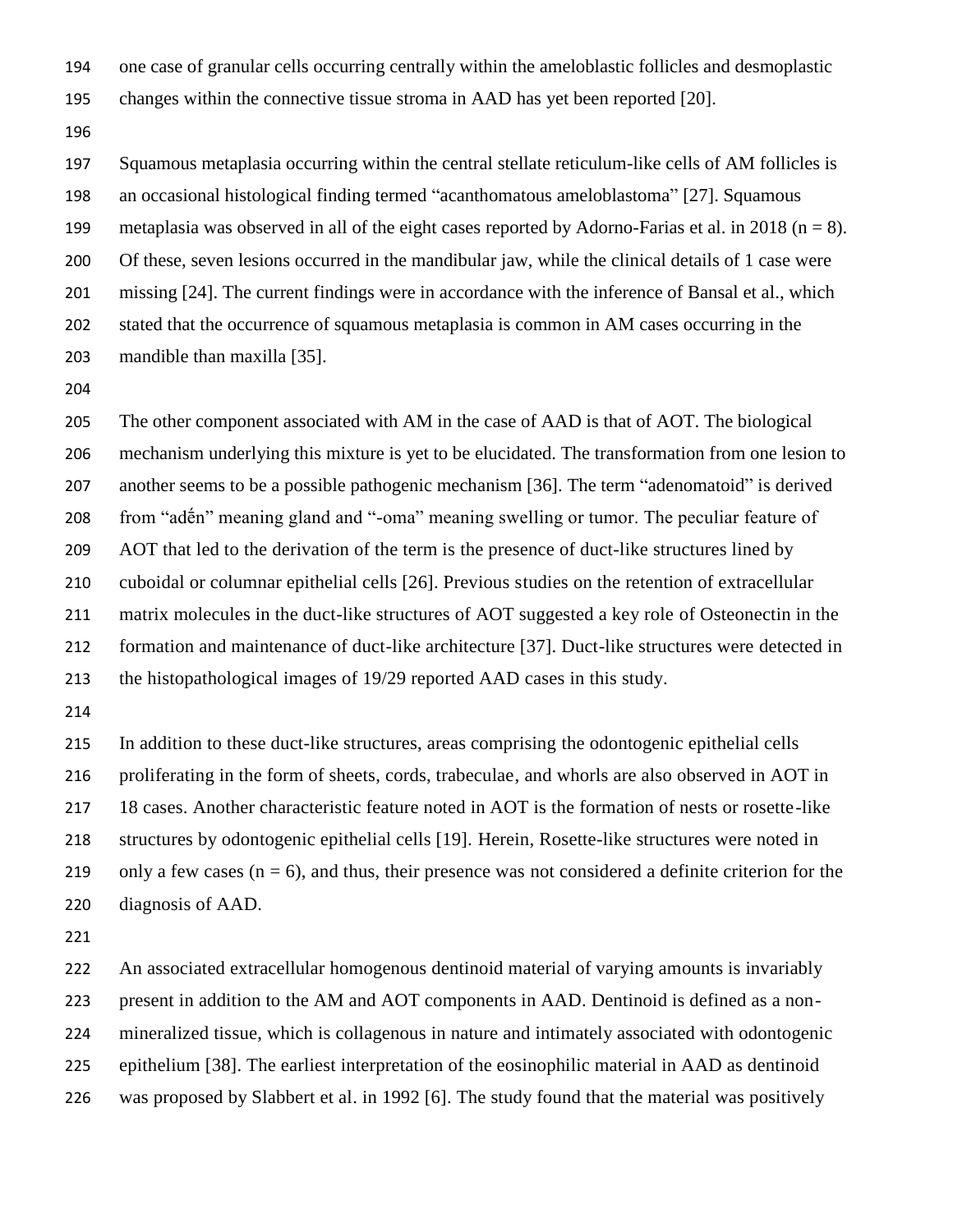one case of granular cells occurring centrally within the ameloblastic follicles and desmoplastic changes within the connective tissue stroma in AAD has yet been reported [20].

Squamous metaplasia occurring within the central stellate reticulum-like cells of AM follicles is an occasional histological finding termed "acanthomatous ameloblastoma" [27]. Squamous metaplasia was observed in all of the eight cases reported by Adorno-Farias et al. in 2018 ($n = 8$). Of these, seven lesions occurred in the mandibular jaw, while the clinical details of 1 case were missing [24]. The current findings were in accordance with the inference of Bansal et al., which stated that the occurrence of squamous metaplasia is common in AM cases occurring in the mandible than maxilla [35].

The other component associated with AM in the case of AAD is that of AOT. The biological mechanism underlying this mixture is yet to be elucidated. The transformation from one lesion to another seems to be a possible pathogenic mechanism [36]. The term "adenomatoid" is derived from "adến" meaning gland and "-oma" meaning swelling or tumor. The peculiar feature of AOT that led to the derivation of the term is the presence of duct-like structures lined by cuboidal or columnar epithelial cells [26]. Previous studies on the retention of extracellular matrix molecules in the duct-like structures of AOT suggested a key role of Osteonectin in the formation and maintenance of duct-like architecture [37]. Duct-like structures were detected in the histopathological images of 19/29 reported AAD cases in this study.

In addition to these duct-like structures, areas comprising the odontogenic epithelial cells proliferating in the form of sheets, cords, trabeculae, and whorls are also observed in AOT in 18 cases. Another characteristic feature noted in AOT is the formation of nests or rosette-like structures by odontogenic epithelial cells [19]. Herein, Rosette-like structures were noted in only a few cases ($n = 6$), and thus, their presence was not considered a definite criterion for the diagnosis of AAD.

An associated extracellular homogenous dentinoid material of varying amounts is invariably present in addition to the AM and AOT components in AAD. Dentinoid is defined as a non-mineralized tissue, which is collagenous in nature and intimately associated with odontogenic epithelium [38]. The earliest interpretation of the eosinophilic material in AAD as dentinoid was proposed by Slabbert et al. in 1992 [6]. The study found that the material was positively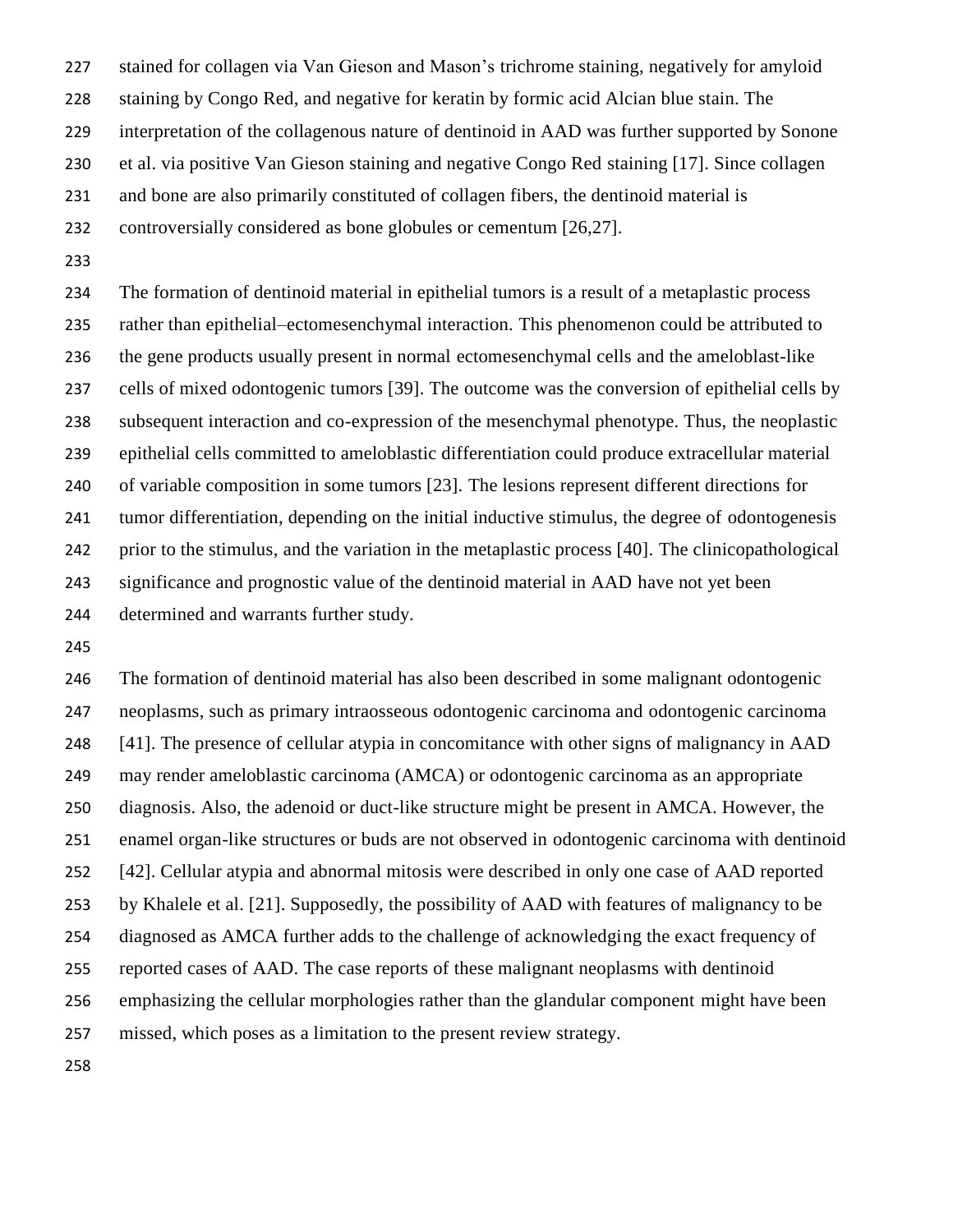stained for collagen via Van Gieson and Mason's trichrome staining, negatively for amyloid staining by Congo Red, and negative for keratin by formic acid Alcian blue stain. The interpretation of the collagenous nature of dentinoid in AAD was further supported by Sonone et al. via positive Van Gieson staining and negative Congo Red staining [17]. Since collagen and bone are also primarily constituted of collagen fibers, the dentinoid material is controversially considered as bone globules or cementum [26,27].

The formation of dentinoid material in epithelial tumors is a result of a metaplastic process rather than epithelial–ectomesenchymal interaction. This phenomenon could be attributed to the gene products usually present in normal ectomesenchymal cells and the ameloblast-like cells of mixed odontogenic tumors [39]. The outcome was the conversion of epithelial cells by subsequent interaction and co-expression of the mesenchymal phenotype. Thus, the neoplastic epithelial cells committed to ameloblastic differentiation could produce extracellular material of variable composition in some tumors [23]. The lesions represent different directions for tumor differentiation, depending on the initial inductive stimulus, the degree of odontogenesis prior to the stimulus, and the variation in the metaplastic process [40]. The clinicopathological significance and prognostic value of the dentinoid material in AAD have not yet been determined and warrants further study.

The formation of dentinoid material has also been described in some malignant odontogenic neoplasms, such as primary intraosseous odontogenic carcinoma and odontogenic carcinoma [41]. The presence of cellular atypia in concomitance with other signs of malignancy in AAD may render ameloblastic carcinoma (AMCA) or odontogenic carcinoma as an appropriate diagnosis. Also, the adenoid or duct-like structure might be present in AMCA. However, the enamel organ-like structures or buds are not observed in odontogenic carcinoma with dentinoid [42]. Cellular atypia and abnormal mitosis were described in only one case of AAD reported by Khalele et al. [21]. Supposedly, the possibility of AAD with features of malignancy to be diagnosed as AMCA further adds to the challenge of acknowledging the exact frequency of reported cases of AAD. The case reports of these malignant neoplasms with dentinoid emphasizing the cellular morphologies rather than the glandular component might have been missed, which poses as a limitation to the present review strategy.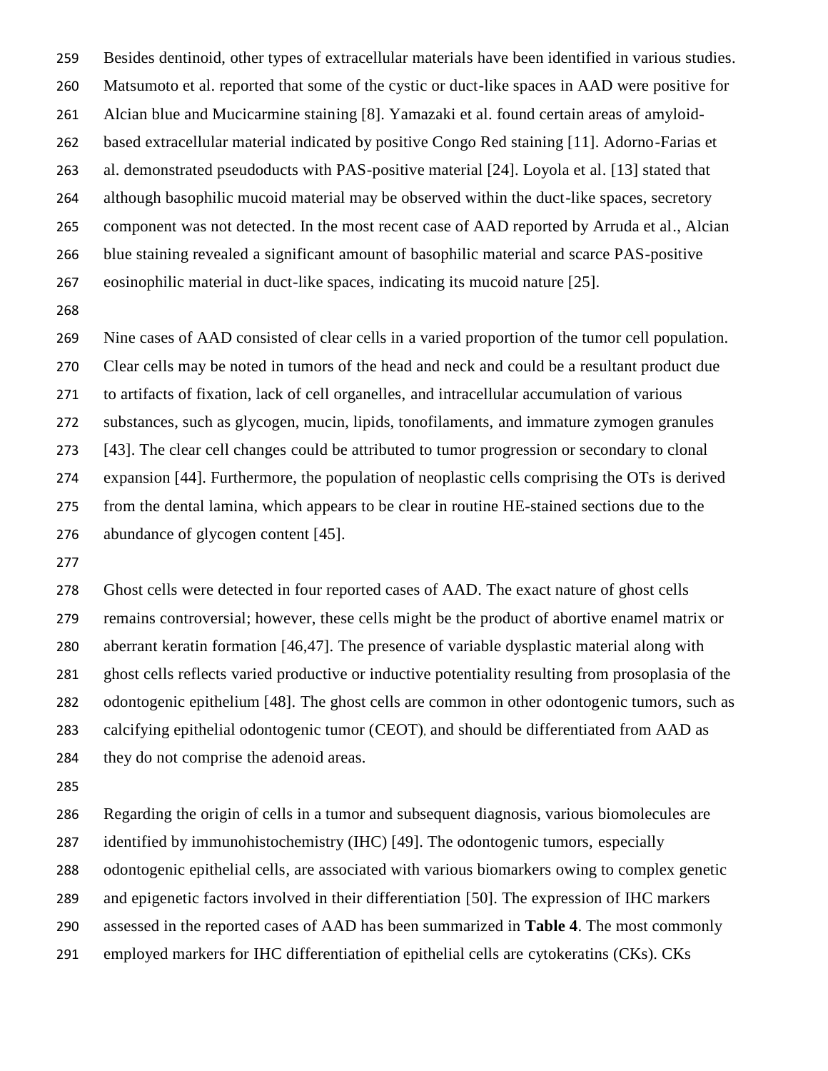Besides dentinoid, other types of extracellular materials have been identified in various studies. Matsumoto et al. reported that some of the cystic or duct-like spaces in AAD were positive for Alcian blue and Mucicarmine staining [8]. Yamazaki et al. found certain areas of amyloid-based extracellular material indicated by positive Congo Red staining [11]. Adorno-Farias et al. demonstrated pseudoducts with PAS-positive material [24]. Loyola et al. [13] stated that although basophilic mucoid material may be observed within the duct-like spaces, secretory component was not detected. In the most recent case of AAD reported by Arruda et al., Alcian blue staining revealed a significant amount of basophilic material and scarce PAS-positive eosinophilic material in duct-like spaces, indicating its mucoid nature [25].

Nine cases of AAD consisted of clear cells in a varied proportion of the tumor cell population. Clear cells may be noted in tumors of the head and neck and could be a resultant product due to artifacts of fixation, lack of cell organelles, and intracellular accumulation of various substances, such as glycogen, mucin, lipids, tonofilaments, and immature zymogen granules [43]. The clear cell changes could be attributed to tumor progression or secondary to clonal expansion [44]. Furthermore, the population of neoplastic cells comprising the OTs is derived from the dental lamina, which appears to be clear in routine HE-stained sections due to the abundance of glycogen content [45].

Ghost cells were detected in four reported cases of AAD. The exact nature of ghost cells remains controversial; however, these cells might be the product of abortive enamel matrix or aberrant keratin formation [46,47]. The presence of variable dysplastic material along with ghost cells reflects varied productive or inductive potentiality resulting from prosoplasia of the odontogenic epithelium [48]. The ghost cells are common in other odontogenic tumors, such as calcifying epithelial odontogenic tumor (CEOT), and should be differentiated from AAD as they do not comprise the adenoid areas.

Regarding the origin of cells in a tumor and subsequent diagnosis, various biomolecules are identified by immunohistochemistry (IHC) [49]. The odontogenic tumors, especially odontogenic epithelial cells, are associated with various biomarkers owing to complex genetic and epigenetic factors involved in their differentiation [50]. The expression of IHC markers assessed in the reported cases of AAD has been summarized in **Table 4**. The most commonly employed markers for IHC differentiation of epithelial cells are cytokeratins (CKs). CKs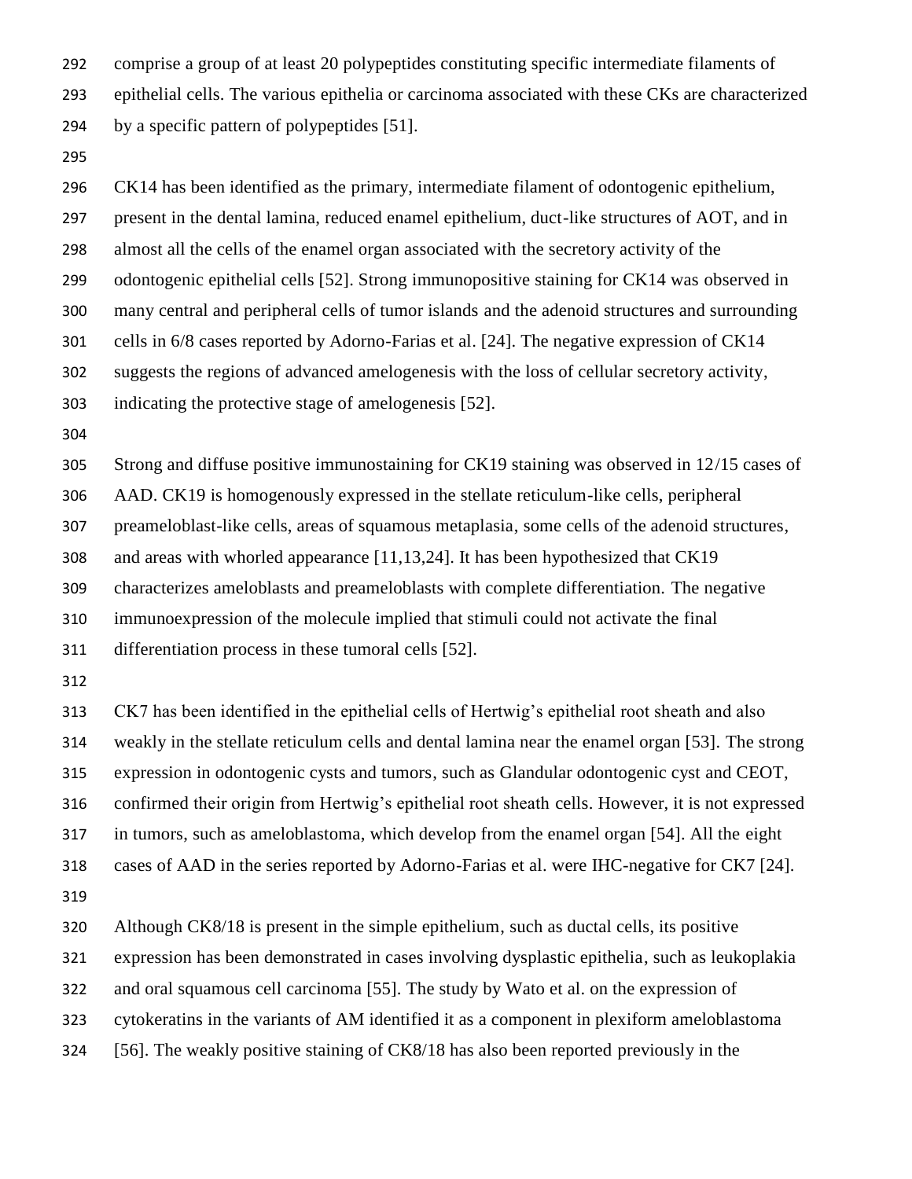comprise a group of at least 20 polypeptides constituting specific intermediate filaments of epithelial cells. The various epithelia or carcinoma associated with these CKs are characterized by a specific pattern of polypeptides [51].

CK14 has been identified as the primary, intermediate filament of odontogenic epithelium, present in the dental lamina, reduced enamel epithelium, duct-like structures of AOT, and in almost all the cells of the enamel organ associated with the secretory activity of the odontogenic epithelial cells [52]. Strong immunopositive staining for CK14 was observed in many central and peripheral cells of tumor islands and the adenoid structures and surrounding cells in 6/8 cases reported by Adorno-Farias et al. [24]. The negative expression of CK14 suggests the regions of advanced amelogenesis with the loss of cellular secretory activity, indicating the protective stage of amelogenesis [52].

Strong and diffuse positive immunostaining for CK19 staining was observed in 12/15 cases of AAD. CK19 is homogenously expressed in the stellate reticulum-like cells, peripheral preameloblast-like cells, areas of squamous metaplasia, some cells of the adenoid structures, and areas with whorled appearance [11,13,24]. It has been hypothesized that CK19 characterizes ameloblasts and preameloblasts with complete differentiation. The negative immunoexpression of the molecule implied that stimuli could not activate the final differentiation process in these tumoral cells [52].

CK7 has been identified in the epithelial cells of Hertwig's epithelial root sheath and also weakly in the stellate reticulum cells and dental lamina near the enamel organ [53]. The strong expression in odontogenic cysts and tumors, such as Glandular odontogenic cyst and CEOT, confirmed their origin from Hertwig's epithelial root sheath cells. However, it is not expressed in tumors, such as ameloblastoma, which develop from the enamel organ [54]. All the eight cases of AAD in the series reported by Adorno-Farias et al. were IHC-negative for CK7 [24].

Although CK8/18 is present in the simple epithelium, such as ductal cells, its positive expression has been demonstrated in cases involving dysplastic epithelia, such as leukoplakia and oral squamous cell carcinoma [55]. The study by Wato et al. on the expression of cytokeratins in the variants of AM identified it as a component in plexiform ameloblastoma [56]. The weakly positive staining of CK8/18 has also been reported previously in the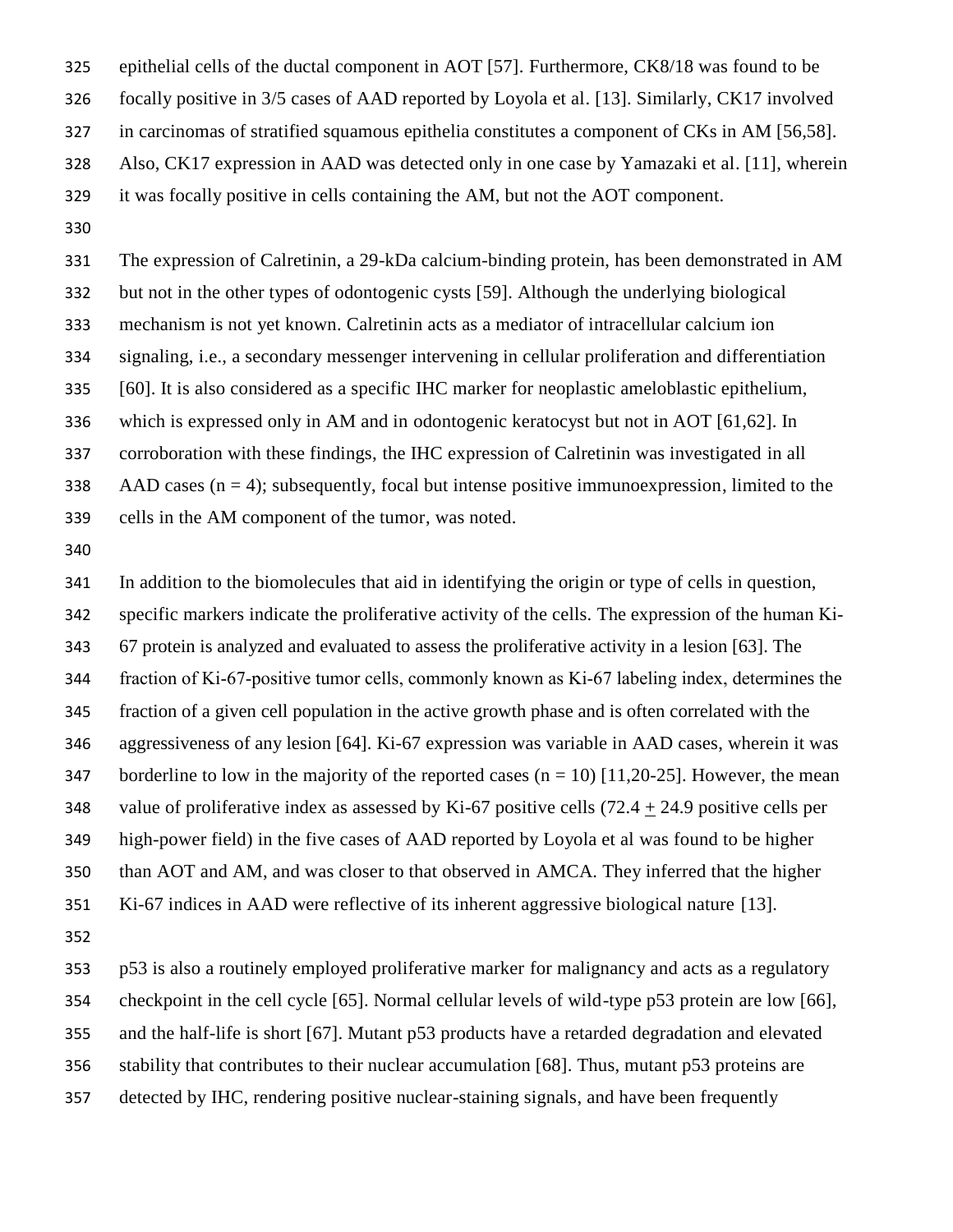epithelial cells of the ductal component in AOT [57]. Furthermore, CK8/18 was found to be focally positive in 3/5 cases of AAD reported by Loyola et al. [13]. Similarly, CK17 involved in carcinomas of stratified squamous epithelia constitutes a component of CKs in AM [56,58]. Also, CK17 expression in AAD was detected only in one case by Yamazaki et al. [11], wherein it was focally positive in cells containing the AM, but not the AOT component.

The expression of Calretinin, a 29-kDa calcium-binding protein, has been demonstrated in AM but not in the other types of odontogenic cysts [59]. Although the underlying biological mechanism is not yet known. Calretinin acts as a mediator of intracellular calcium ion signaling, i.e., a secondary messenger intervening in cellular proliferation and differentiation [60]. It is also considered as a specific IHC marker for neoplastic ameloblastic epithelium, which is expressed only in AM and in odontogenic keratocyst but not in AOT [61,62]. In corroboration with these findings, the IHC expression of Calretinin was investigated in all AAD cases (n = 4); subsequently, focal but intense positive immunoexpression, limited to the cells in the AM component of the tumor, was noted.

In addition to the biomolecules that aid in identifying the origin or type of cells in question, specific markers indicate the proliferative activity of the cells. The expression of the human Ki-67 protein is analyzed and evaluated to assess the proliferative activity in a lesion [63]. The fraction of Ki-67-positive tumor cells, commonly known as Ki-67 labeling index, determines the fraction of a given cell population in the active growth phase and is often correlated with the aggressiveness of any lesion [64]. Ki-67 expression was variable in AAD cases, wherein it was borderline to low in the majority of the reported cases (n = 10) [11,20-25]. However, the mean value of proliferative index as assessed by Ki-67 positive cells (72.4 $\pm$ 24.9 positive cells per high-power field) in the five cases of AAD reported by Loyola et al was found to be higher than AOT and AM, and was closer to that observed in AMCA. They inferred that the higher Ki-67 indices in AAD were reflective of its inherent aggressive biological nature [13].

p53 is also a routinely employed proliferative marker for malignancy and acts as a regulatory checkpoint in the cell cycle [65]. Normal cellular levels of wild-type p53 protein are low [66], and the half-life is short [67]. Mutant p53 products have a retarded degradation and elevated stability that contributes to their nuclear accumulation [68]. Thus, mutant p53 proteins are detected by IHC, rendering positive nuclear-staining signals, and have been frequently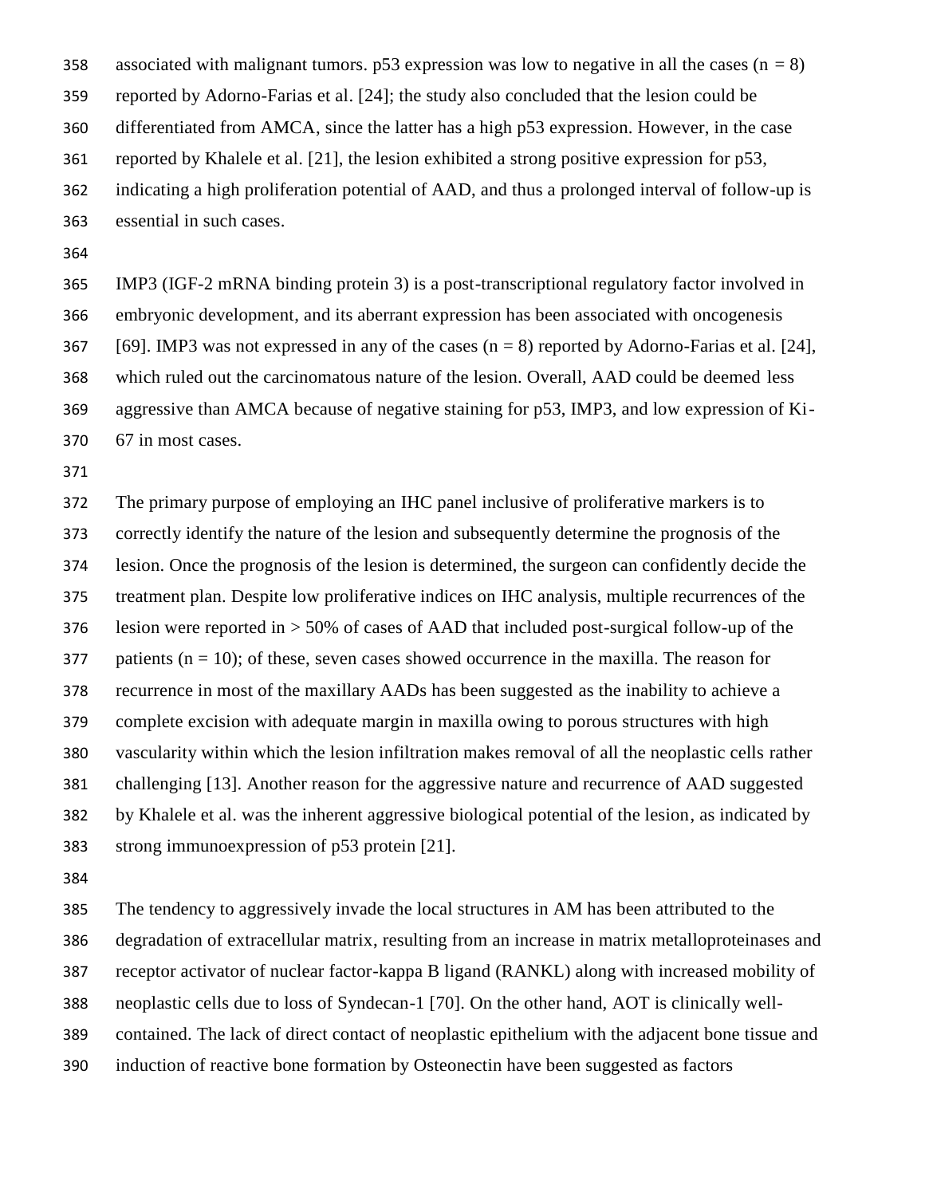associated with malignant tumors. p53 expression was low to negative in all the cases ($n = 8$) reported by Adorno-Farias et al. [24]; the study also concluded that the lesion could be differentiated from AMCA, since the latter has a high p53 expression. However, in the case reported by Khalele et al. [21], the lesion exhibited a strong positive expression for p53, indicating a high proliferation potential of AAD, and thus a prolonged interval of follow-up is essential in such cases.

IMP3 (IGF-2 mRNA binding protein 3) is a post-transcriptional regulatory factor involved in embryonic development, and its aberrant expression has been associated with oncogenesis [69]. IMP3 was not expressed in any of the cases ($n = 8$) reported by Adorno-Farias et al. [24], which ruled out the carcinomatous nature of the lesion. Overall, AAD could be deemed less aggressive than AMCA because of negative staining for p53, IMP3, and low expression of Ki-67 in most cases.

The primary purpose of employing an IHC panel inclusive of proliferative markers is to correctly identify the nature of the lesion and subsequently determine the prognosis of the lesion. Once the prognosis of the lesion is determined, the surgeon can confidently decide the treatment plan. Despite low proliferative indices on IHC analysis, multiple recurrences of the lesion were reported in > 50% of cases of AAD that included post-surgical follow-up of the patients ($n = 10$); of these, seven cases showed occurrence in the maxilla. The reason for recurrence in most of the maxillary AADs has been suggested as the inability to achieve a complete excision with adequate margin in maxilla owing to porous structures with high vascularity within which the lesion infiltration makes removal of all the neoplastic cells rather challenging [13]. Another reason for the aggressive nature and recurrence of AAD suggested by Khalele et al. was the inherent aggressive biological potential of the lesion, as indicated by strong immunoexpression of p53 protein [21].

The tendency to aggressively invade the local structures in AM has been attributed to the degradation of extracellular matrix, resulting from an increase in matrix metalloproteinases and receptor activator of nuclear factor-kappa B ligand (RANKL) along with increased mobility of neoplastic cells due to loss of Syndecan-1 [70]. On the other hand, AOT is clinically well-contained. The lack of direct contact of neoplastic epithelium with the adjacent bone tissue and induction of reactive bone formation by Osteonectin have been suggested as factors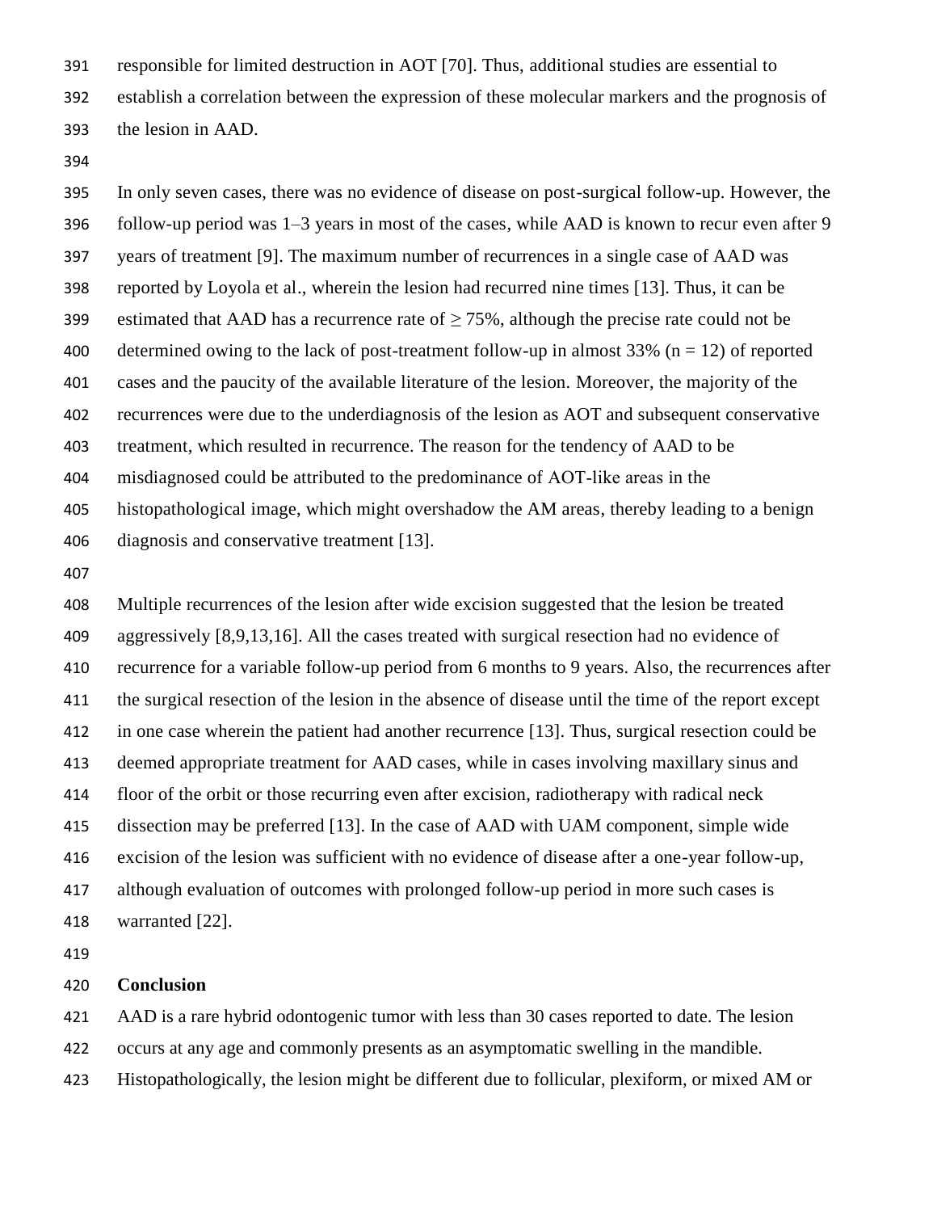responsible for limited destruction in AOT [70]. Thus, additional studies are essential to establish a correlation between the expression of these molecular markers and the prognosis of the lesion in AAD.

In only seven cases, there was no evidence of disease on post-surgical follow-up. However, the follow-up period was 1–3 years in most of the cases, while AAD is known to recur even after 9 years of treatment [9]. The maximum number of recurrences in a single case of AAD was reported by Loyola et al., wherein the lesion had recurred nine times [13]. Thus, it can be estimated that AAD has a recurrence rate of ≥ 75%, although the precise rate could not be determined owing to the lack of post-treatment follow-up in almost 33% (n = 12) of reported cases and the paucity of the available literature of the lesion. Moreover, the majority of the recurrences were due to the underdiagnosis of the lesion as AOT and subsequent conservative treatment, which resulted in recurrence. The reason for the tendency of AAD to be misdiagnosed could be attributed to the predominance of AOT-like areas in the histopathological image, which might overshadow the AM areas, thereby leading to a benign diagnosis and conservative treatment [13].

Multiple recurrences of the lesion after wide excision suggested that the lesion be treated aggressively [8,9,13,16]. All the cases treated with surgical resection had no evidence of recurrence for a variable follow-up period from 6 months to 9 years. Also, the recurrences after the surgical resection of the lesion in the absence of disease until the time of the report except in one case wherein the patient had another recurrence [13]. Thus, surgical resection could be deemed appropriate treatment for AAD cases, while in cases involving maxillary sinus and floor of the orbit or those recurring even after excision, radiotherapy with radical neck dissection may be preferred [13]. In the case of AAD with UAM component, simple wide excision of the lesion was sufficient with no evidence of disease after a one-year follow-up, although evaluation of outcomes with prolonged follow-up period in more such cases is warranted [22].

## Conclusion

AAD is a rare hybrid odontogenic tumor with less than 30 cases reported to date. The lesion occurs at any age and commonly presents as an asymptomatic swelling in the mandible. Histopathologically, the lesion might be different due to follicular, plexiform, or mixed AM or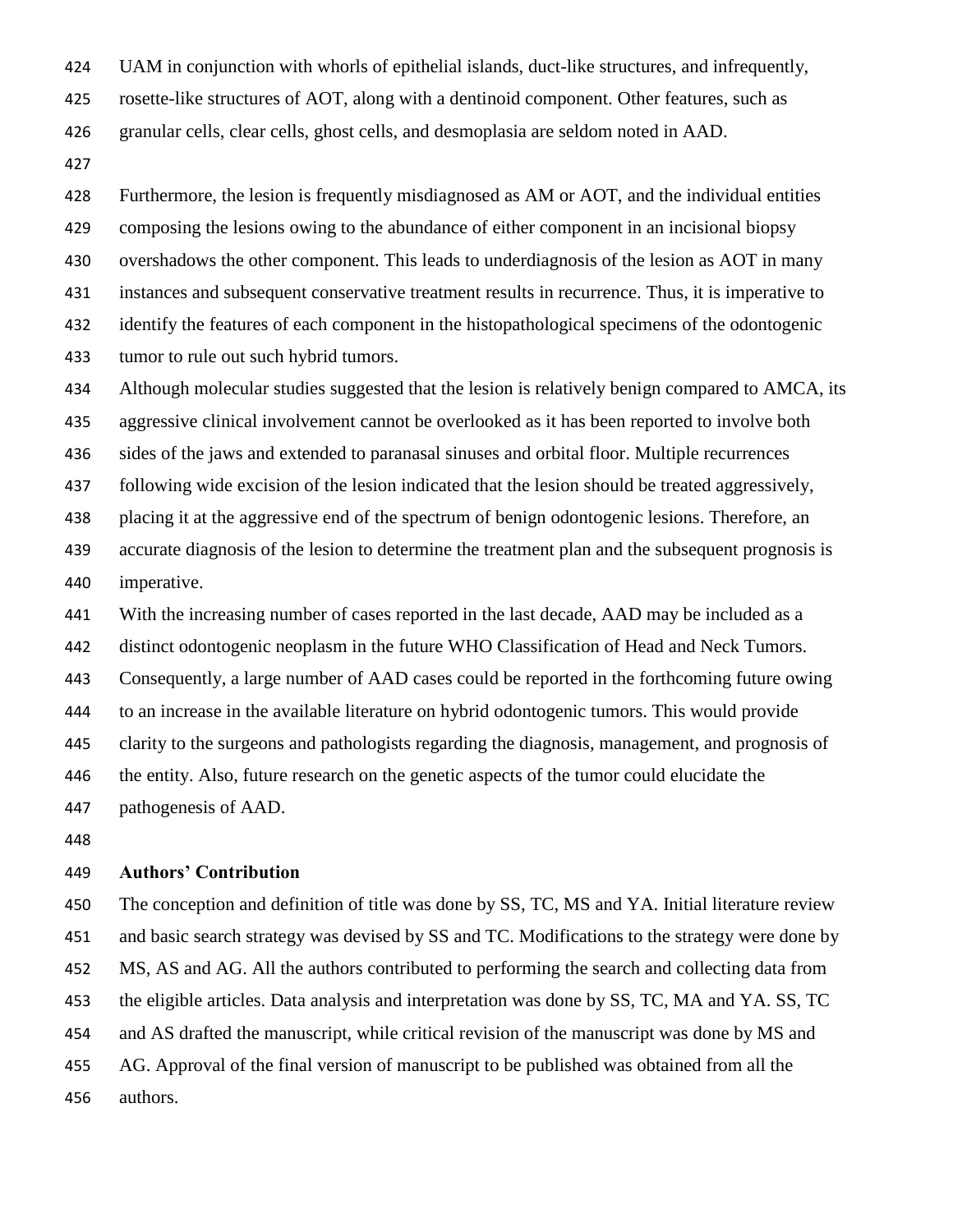UAM in conjunction with whorls of epithelial islands, duct-like structures, and infrequently, rosette-like structures of AOT, along with a dentinoid component. Other features, such as granular cells, clear cells, ghost cells, and desmoplasia are seldom noted in AAD.

Furthermore, the lesion is frequently misdiagnosed as AM or AOT, and the individual entities composing the lesions owing to the abundance of either component in an incisional biopsy overshadows the other component. This leads to underdiagnosis of the lesion as AOT in many instances and subsequent conservative treatment results in recurrence. Thus, it is imperative to identify the features of each component in the histopathological specimens of the odontogenic tumor to rule out such hybrid tumors.

Although molecular studies suggested that the lesion is relatively benign compared to AMCA, its aggressive clinical involvement cannot be overlooked as it has been reported to involve both sides of the jaws and extended to paranasal sinuses and orbital floor. Multiple recurrences following wide excision of the lesion indicated that the lesion should be treated aggressively, placing it at the aggressive end of the spectrum of benign odontogenic lesions. Therefore, an accurate diagnosis of the lesion to determine the treatment plan and the subsequent prognosis is imperative.

With the increasing number of cases reported in the last decade, AAD may be included as a distinct odontogenic neoplasm in the future WHO Classification of Head and Neck Tumors. Consequently, a large number of AAD cases could be reported in the forthcoming future owing to an increase in the available literature on hybrid odontogenic tumors. This would provide clarity to the surgeons and pathologists regarding the diagnosis, management, and prognosis of the entity. Also, future research on the genetic aspects of the tumor could elucidate the pathogenesis of AAD.

**Authors' Contribution**

The conception and definition of title was done by SS, TC, MS and YA. Initial literature review and basic search strategy was devised by SS and TC. Modifications to the strategy were done by MS, AS and AG. All the authors contributed to performing the search and collecting data from the eligible articles. Data analysis and interpretation was done by SS, TC, MA and YA. SS, TC and AS drafted the manuscript, while critical revision of the manuscript was done by MS and AG. Approval of the final version of manuscript to be published was obtained from all the authors.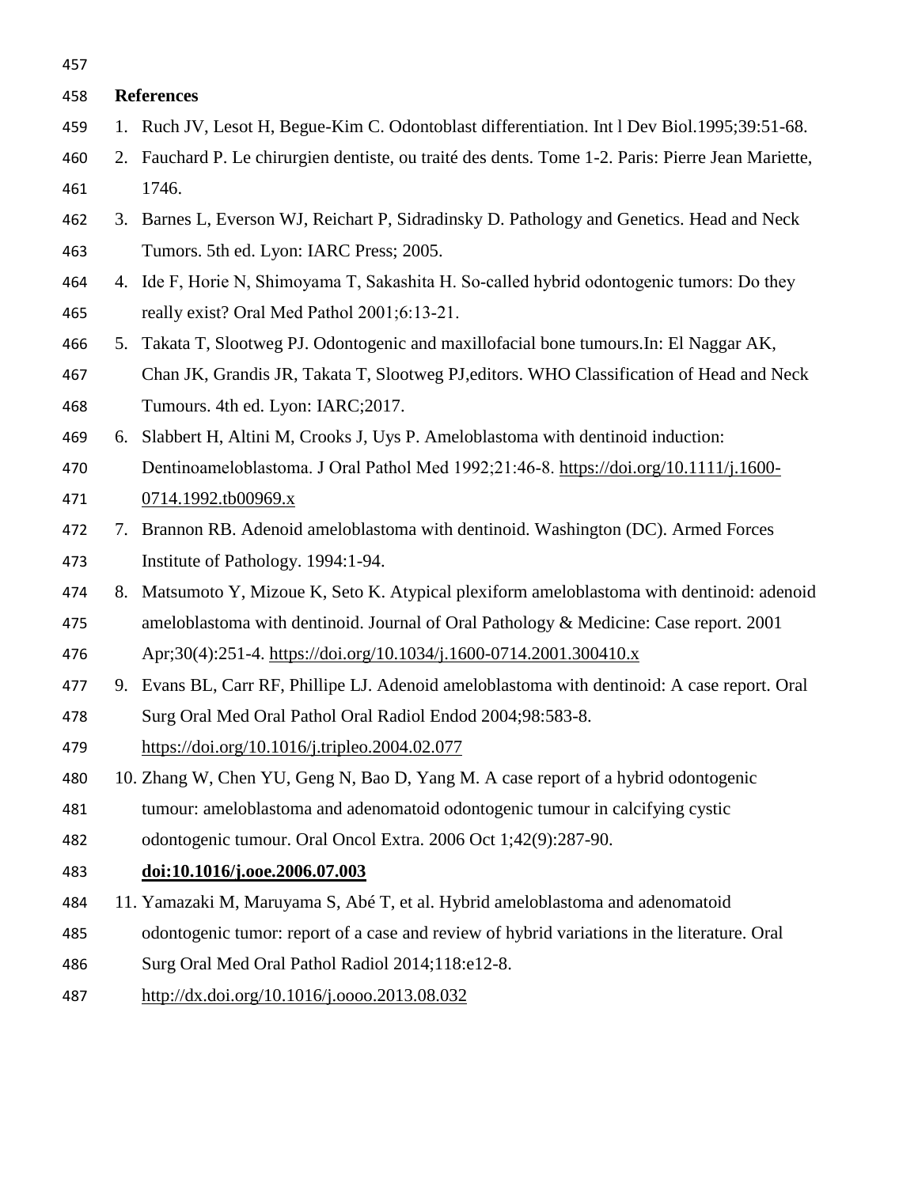## References

1. Ruch JV, Lesot H, Begue-Kim C. Odontoblast differentiation. Int l Dev Biol.1995;39:51-68.
2. Fauchard P. Le chirurgien dentiste, ou traité des dents. Tome 1-2. Paris: Pierre Jean Mariette, 1746.
3. Barnes L, Everson WJ, Reichart P, Sidradinsky D. Pathology and Genetics. Head and Neck Tumors. 5th ed. Lyon: IARC Press; 2005.
4. Ide F, Horie N, Shimoyama T, Sakashita H. So-called hybrid odontogenic tumors: Do they really exist? Oral Med Pathol 2001;6:13-21.
5. Takata T, Slootweg PJ. Odontogenic and maxillofacial bone tumours.In: El Naggar AK, Chan JK, Grandis JR, Takata T, Slootweg PJ,editors. WHO Classification of Head and Neck Tumours. 4th ed. Lyon: IARC;2017.
6. Slabbert H, Altini M, Crooks J, Uys P. Ameloblastoma with dentinoid induction: Dentinoameloblastoma. J Oral Pathol Med 1992;21:46-8. https://doi.org/10.1111/j.1600-0714.1992.tb00969.x
7. Brannon RB. Adenoid ameloblastoma with dentinoid. Washington (DC). Armed Forces Institute of Pathology. 1994:1-94.
8. Matsumoto Y, Mizoue K, Seto K. Atypical plexiform ameloblastoma with dentinoid: adenoid ameloblastoma with dentinoid. Journal of Oral Pathology & Medicine: Case report. 2001 Apr;30(4):251-4. https://doi.org/10.1034/j.1600-0714.2001.300410.x
9. Evans BL, Carr RF, Phillipe LJ. Adenoid ameloblastoma with dentinoid: A case report. Oral Surg Oral Med Oral Pathol Oral Radiol Endod 2004;98:583-8. https://doi.org/10.1016/j.tripleo.2004.02.077
10. Zhang W, Chen YU, Geng N, Bao D, Yang M. A case report of a hybrid odontogenic tumour: ameloblastoma and adenomatoid odontogenic tumour in calcifying cystic odontogenic tumour. Oral Oncol Extra. 2006 Oct 1;42(9):287-90. **doi:10.1016/j.ooe.2006.07.003**
11. Yamazaki M, Maruyama S, Abé T, et al. Hybrid ameloblastoma and adenomatoid odontogenic tumor: report of a case and review of hybrid variations in the literature. Oral Surg Oral Med Oral Pathol Radiol 2014;118:e12-8. http://dx.doi.org/10.1016/j.oooo.2013.08.032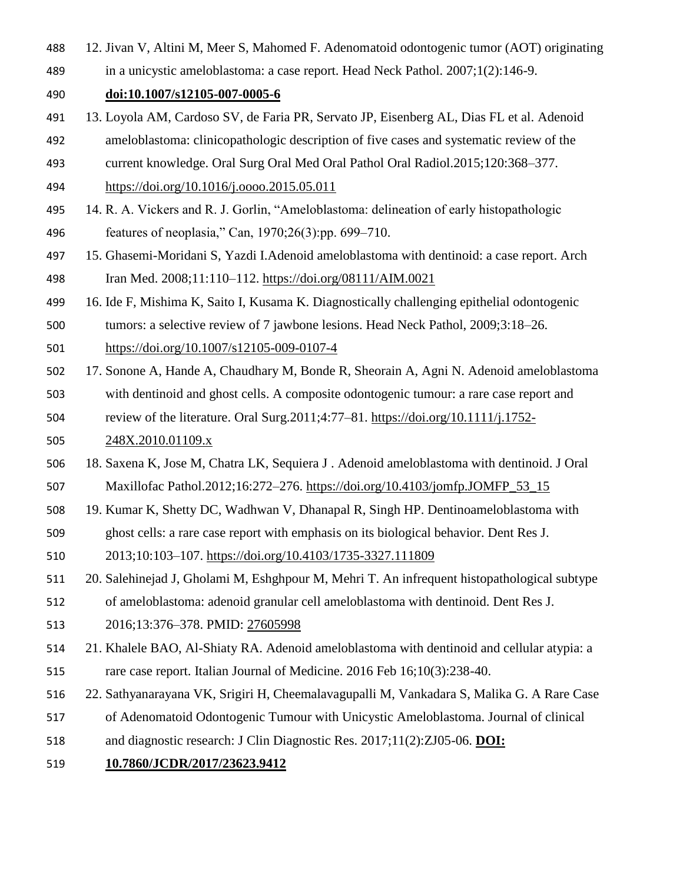12. Jivan V, Altini M, Meer S, Mahomed F. Adenomatoid odontogenic tumor (AOT) originating in a unicystic ameloblastoma: a case report. Head Neck Pathol. 2007;1(2):146-9. **doi:10.1007/s12105-007-0005-6**
13. Loyola AM, Cardoso SV, de Faria PR, Servato JP, Eisenberg AL, Dias FL et al. Adenoid ameloblastoma: clinicopathologic description of five cases and systematic review of the current knowledge. Oral Surg Oral Med Oral Pathol Oral Radiol.2015;120:368–377. https://doi.org/10.1016/j.oooo.2015.05.011
14. R. A. Vickers and R. J. Gorlin, "Ameloblastoma: delineation of early histopathologic features of neoplasia," Can, 1970;26(3):pp. 699–710.
15. Ghasemi-Moridani S, Yazdi I.Adenoid ameloblastoma with dentinoid: a case report. Arch Iran Med. 2008;11:110–112. https://doi.org/08111/AIM.0021
16. Ide F, Mishima K, Saito I, Kusama K. Diagnostically challenging epithelial odontogenic tumors: a selective review of 7 jawbone lesions. Head Neck Pathol, 2009;3:18–26. https://doi.org/10.1007/s12105-009-0107-4
17. Sonone A, Hande A, Chaudhary M, Bonde R, Sheorain A, Agni N. Adenoid ameloblastoma with dentinoid and ghost cells. A composite odontogenic tumour: a rare case report and review of the literature. Oral Surg.2011;4:77–81. https://doi.org/10.1111/j.1752-248X.2010.01109.x
18. Saxena K, Jose M, Chatra LK, Sequiera J . Adenoid ameloblastoma with dentinoid. J Oral Maxillofac Pathol.2012;16:272–276. https://doi.org/10.4103/jomfp.JOMFP_53_15
19. Kumar K, Shetty DC, Wadhwan V, Dhanapal R, Singh HP. Dentinoameloblastoma with ghost cells: a rare case report with emphasis on its biological behavior. Dent Res J. 2013;10:103–107. https://doi.org/10.4103/1735-3327.111809
20. Salehinejad J, Gholami M, Eshghpour M, Mehri T. An infrequent histopathological subtype of ameloblastoma: adenoid granular cell ameloblastoma with dentinoid. Dent Res J. 2016;13:376–378. PMID: 27605998
21. Khalele BAO, Al-Shiaty RA. Adenoid ameloblastoma with dentinoid and cellular atypia: a rare case report. Italian Journal of Medicine. 2016 Feb 16;10(3):238-40.
22. Sathyanarayana VK, Srigiri H, Cheemalavagupalli M, Vankadara S, Malika G. A Rare Case of Adenomatoid Odontogenic Tumour with Unicystic Ameloblastoma. Journal of clinical and diagnostic research: J Clin Diagnostic Res. 2017;11(2):ZJ05-06. **DOI: 10.7860/JCDR/2017/23623.9412**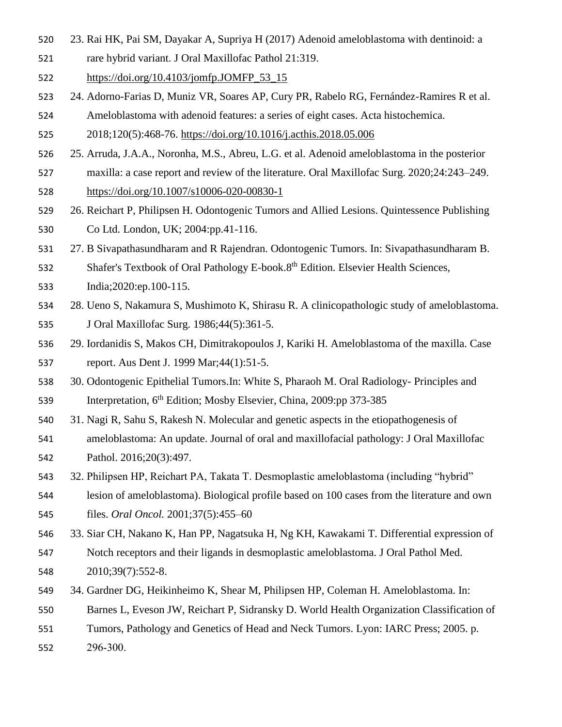23. Rai HK, Pai SM, Dayakar A, Supriya H (2017) Adenoid ameloblastoma with dentinoid: a rare hybrid variant. J Oral Maxillofac Pathol 21:319. https://doi.org/10.4103/jomfp.JOMFP_53_15
24. Adorno-Farias D, Muniz VR, Soares AP, Cury PR, Rabelo RG, Fernández-Ramires R et al. Ameloblastoma with adenoid features: a series of eight cases. Acta histochemica. 2018;120(5):468-76. https://doi.org/10.1016/j.acthis.2018.05.006
25. Arruda, J.A.A., Noronha, M.S., Abreu, L.G. et al. Adenoid ameloblastoma in the posterior maxilla: a case report and review of the literature. Oral Maxillofac Surg. 2020;24:243–249. https://doi.org/10.1007/s10006-020-00830-1
26. Reichart P, Philipsen H. Odontogenic Tumors and Allied Lesions. Quintessence Publishing Co Ltd. London, UK; 2004:pp.41-116.
27. B Sivapathasundharam and R Rajendran. Odontogenic Tumors. In: Sivapathasundharam B. Shafer's Textbook of Oral Pathology E-book.8th Edition. Elsevier Health Sciences, India;2020:ep.100-115.
28. Ueno S, Nakamura S, Mushimoto K, Shirasu R. A clinicopathologic study of ameloblastoma. J Oral Maxillofac Surg. 1986;44(5):361-5.
29. Iordanidis S, Makos CH, Dimitrakopoulos J, Kariki H. Ameloblastoma of the maxilla. Case report. Aus Dent J. 1999 Mar;44(1):51-5.
30. Odontogenic Epithelial Tumors.In: White S, Pharaoh M. Oral Radiology- Principles and Interpretation, 6th Edition; Mosby Elsevier, China, 2009:pp 373-385
31. Nagi R, Sahu S, Rakesh N. Molecular and genetic aspects in the etiopathogenesis of ameloblastoma: An update. Journal of oral and maxillofacial pathology: J Oral Maxillofac Pathol. 2016;20(3):497.
32. Philipsen HP, Reichart PA, Takata T. Desmoplastic ameloblastoma (including "hybrid" lesion of ameloblastoma). Biological profile based on 100 cases from the literature and own files. *Oral Oncol.* 2001;37(5):455–60
33. Siar CH, Nakano K, Han PP, Nagatsuka H, Ng KH, Kawakami T. Differential expression of Notch receptors and their ligands in desmoplastic ameloblastoma. J Oral Pathol Med. 2010;39(7):552-8.
34. Gardner DG, Heikinheimo K, Shear M, Philipsen HP, Coleman H. Ameloblastoma. In: Barnes L, Eveson JW, Reichart P, Sidransky D. World Health Organization Classification of Tumors, Pathology and Genetics of Head and Neck Tumors. Lyon: IARC Press; 2005. p. 296-300.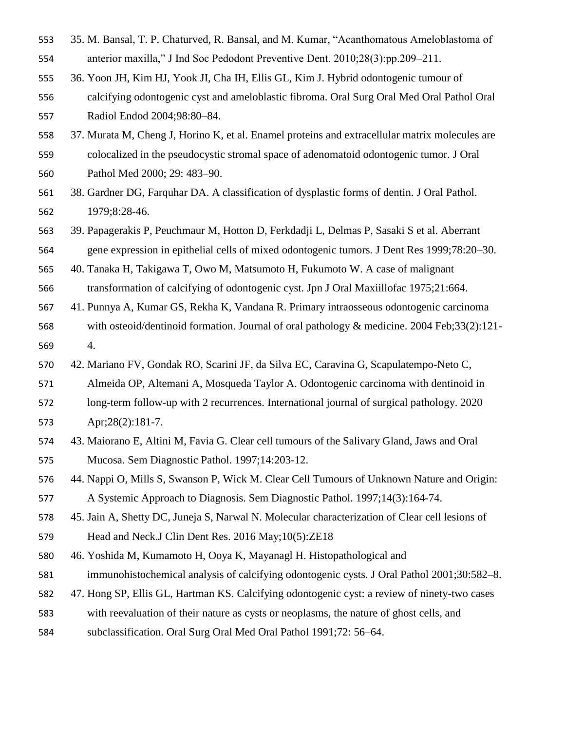35. M. Bansal, T. P. Chaturved, R. Bansal, and M. Kumar, "Acanthomatous Ameloblastoma of anterior maxilla," J Ind Soc Pedodont Preventive Dent. 2010;28(3):pp.209–211.
36. Yoon JH, Kim HJ, Yook JI, Cha IH, Ellis GL, Kim J. Hybrid odontogenic tumour of calcifying odontogenic cyst and ameloblastic fibroma. Oral Surg Oral Med Oral Pathol Oral Radiol Endod 2004;98:80–84.
37. Murata M, Cheng J, Horino K, et al. Enamel proteins and extracellular matrix molecules are colocalized in the pseudocystic stromal space of adenomatoid odontogenic tumor. J Oral Pathol Med 2000; 29: 483–90.
38. Gardner DG, Farquhar DA. A classification of dysplastic forms of dentin. J Oral Pathol. 1979;8:28-46.
39. Papagerakis P, Peuchmaur M, Hotton D, Ferkdadji L, Delmas P, Sasaki S et al. Aberrant gene expression in epithelial cells of mixed odontogenic tumors. J Dent Res 1999;78:20–30.
40. Tanaka H, Takigawa T, Owo M, Matsumoto H, Fukumoto W. A case of malignant transformation of calcifying of odontogenic cyst. Jpn J Oral Maxiillofac 1975;21:664.
41. Punnya A, Kumar GS, Rekha K, Vandana R. Primary intraosseous odontogenic carcinoma with osteoid/dentinoid formation. Journal of oral pathology & medicine. 2004 Feb;33(2):121-4.
42. Mariano FV, Gondak RO, Scarini JF, da Silva EC, Caravina G, Scapulatempo-Neto C, Almeida OP, Altemani A, Mosqueda Taylor A. Odontogenic carcinoma with dentinoid in long-term follow-up with 2 recurrences. International journal of surgical pathology. 2020 Apr;28(2):181-7.
43. Maiorano E, Altini M, Favia G. Clear cell tumours of the Salivary Gland, Jaws and Oral Mucosa. Sem Diagnostic Pathol. 1997;14:203-12.
44. Nappi O, Mills S, Swanson P, Wick M. Clear Cell Tumours of Unknown Nature and Origin: A Systemic Approach to Diagnosis. Sem Diagnostic Pathol. 1997;14(3):164-74.
45. Jain A, Shetty DC, Juneja S, Narwal N. Molecular characterization of Clear cell lesions of Head and Neck.J Clin Dent Res. 2016 May;10(5):ZE18
46. Yoshida M, Kumamoto H, Ooya K, Mayanagl H. Histopathological and immunohistochemical analysis of calcifying odontogenic cysts. J Oral Pathol 2001;30:582–8.
47. Hong SP, Ellis GL, Hartman KS. Calcifying odontogenic cyst: a review of ninety-two cases with reevaluation of their nature as cysts or neoplasms, the nature of ghost cells, and subclassification. Oral Surg Oral Med Oral Pathol 1991;72: 56–64.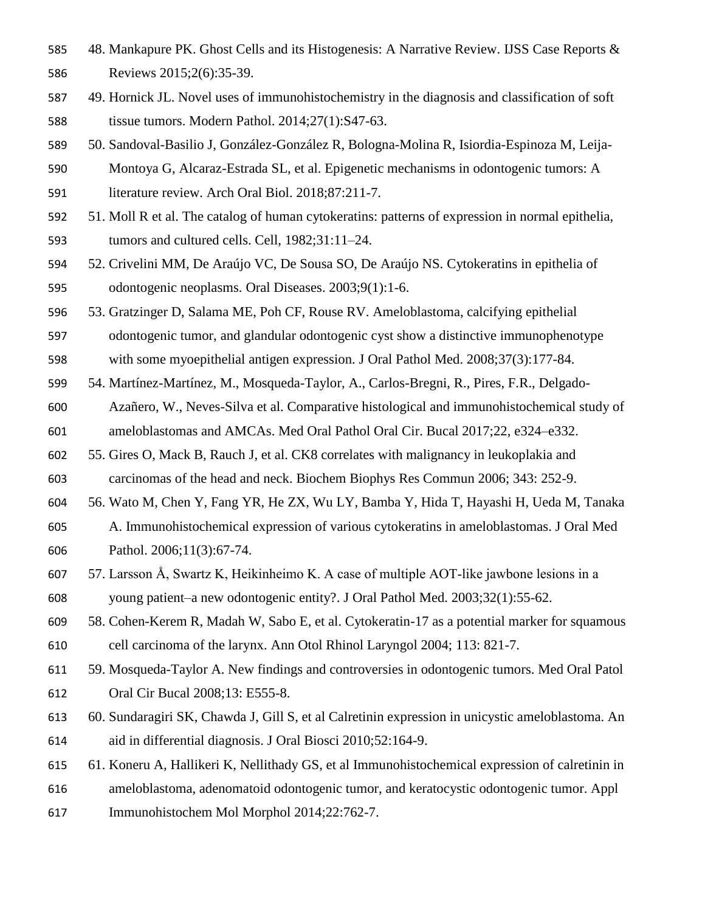48. Mankapure PK. Ghost Cells and its Histogenesis: A Narrative Review. IJSS Case Reports & Reviews 2015;2(6):35-39.
49. Hornick JL. Novel uses of immunohistochemistry in the diagnosis and classification of soft tissue tumors. Modern Pathol. 2014;27(1):S47-63.
50. Sandoval-Basilio J, González-González R, Bologna-Molina R, Isiordia-Espinoza M, Leija-Montoya G, Alcaraz-Estrada SL, et al. Epigenetic mechanisms in odontogenic tumors: A literature review. Arch Oral Biol. 2018;87:211-7.
51. Moll R et al. The catalog of human cytokeratins: patterns of expression in normal epithelia, tumors and cultured cells. Cell, 1982;31:11–24.
52. Crivelini MM, De Araújo VC, De Sousa SO, De Araújo NS. Cytokeratins in epithelia of odontogenic neoplasms. Oral Diseases. 2003;9(1):1-6.
53. Gratzinger D, Salama ME, Poh CF, Rouse RV. Ameloblastoma, calcifying epithelial odontogenic tumor, and glandular odontogenic cyst show a distinctive immunophenotype with some myoepithelial antigen expression. J Oral Pathol Med. 2008;37(3):177-84.
54. Martínez-Martínez, M., Mosqueda-Taylor, A., Carlos-Bregni, R., Pires, F.R., Delgado-Azañero, W., Neves-Silva et al. Comparative histological and immunohistochemical study of ameloblastomas and AMCAs. Med Oral Pathol Oral Cir. Bucal 2017;22, e324–e332.
55. Gires O, Mack B, Rauch J, et al. CK8 correlates with malignancy in leukoplakia and carcinomas of the head and neck. Biochem Biophys Res Commun 2006; 343: 252-9.
56. Wato M, Chen Y, Fang YR, He ZX, Wu LY, Bamba Y, Hida T, Hayashi H, Ueda M, Tanaka A. Immunohistochemical expression of various cytokeratins in ameloblastomas. J Oral Med Pathol. 2006;11(3):67-74.
57. Larsson Å, Swartz K, Heikinheimo K. A case of multiple AOT-like jawbone lesions in a young patient–a new odontogenic entity?. J Oral Pathol Med. 2003;32(1):55-62.
58. Cohen-Kerem R, Madah W, Sabo E, et al. Cytokeratin-17 as a potential marker for squamous cell carcinoma of the larynx. Ann Otol Rhinol Laryngol 2004; 113: 821-7.
59. Mosqueda-Taylor A. New findings and controversies in odontogenic tumors. Med Oral Patol Oral Cir Bucal 2008;13: E555-8.
60. Sundaragiri SK, Chawda J, Gill S, et al Calretinin expression in unicystic ameloblastoma. An aid in differential diagnosis. J Oral Biosci 2010;52:164-9.
61. Koneru A, Hallikeri K, Nellithady GS, et al Immunohistochemical expression of calretinin in ameloblastoma, adenomatoid odontogenic tumor, and keratocystic odontogenic tumor. Appl Immunohistochem Mol Morphol 2014;22:762-7.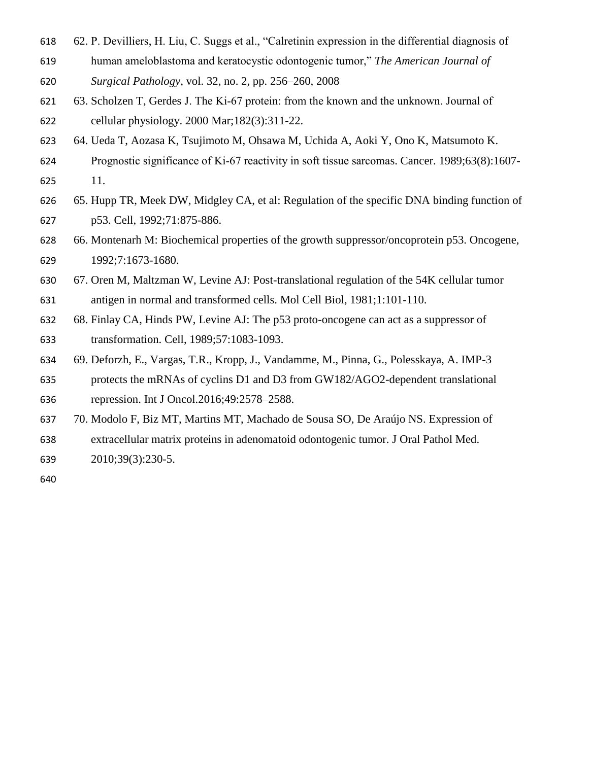62. P. Devilliers, H. Liu, C. Suggs et al., "Calretinin expression in the differential diagnosis of human ameloblastoma and keratocystic odontogenic tumor," *The American Journal of Surgical Pathology*, vol. 32, no. 2, pp. 256–260, 2008
63. Scholzen T, Gerdes J. The Ki-67 protein: from the known and the unknown. Journal of cellular physiology. 2000 Mar;182(3):311-22.
64. Ueda T, Aozasa K, Tsujimoto M, Ohsawa M, Uchida A, Aoki Y, Ono K, Matsumoto K. Prognostic significance of Ki-67 reactivity in soft tissue sarcomas. Cancer. 1989;63(8):1607-11.
65. Hupp TR, Meek DW, Midgley CA, et al: Regulation of the specific DNA binding function of p53. Cell, 1992;71:875-886.
66. Montenarh M: Biochemical properties of the growth suppressor/oncoprotein p53. Oncogene, 1992;7:1673-1680.
67. Oren M, Maltzman W, Levine AJ: Post-translational regulation of the 54K cellular tumor antigen in normal and transformed cells. Mol Cell Biol, 1981;1:101-110.
68. Finlay CA, Hinds PW, Levine AJ: The p53 proto-oncogene can act as a suppressor of transformation. Cell, 1989;57:1083-1093.
69. Deforzh, E., Vargas, T.R., Kropp, J., Vandamme, M., Pinna, G., Polesskaya, A. IMP-3 protects the mRNAs of cyclins D1 and D3 from GW182/AGO2-dependent translational repression. Int J Oncol.2016;49:2578–2588.
70. Modolo F, Biz MT, Martins MT, Machado de Sousa SO, De Araújo NS. Expression of extracellular matrix proteins in adenomatoid odontogenic tumor. J Oral Pathol Med. 2010;39(3):230-5.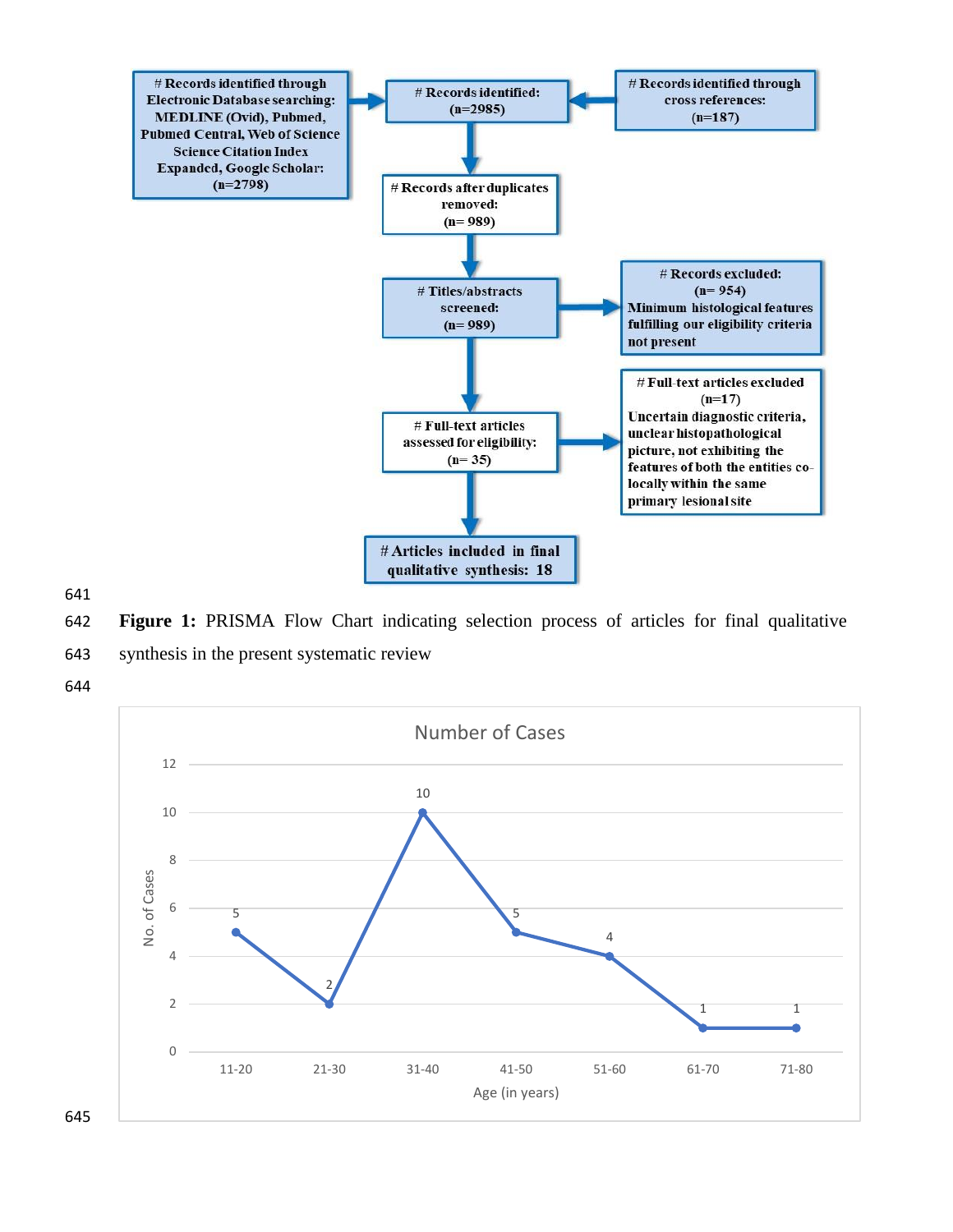# Records identified through Electronic Database searching: MEDLINE (Ovid), Pubmed, Pubmed Central, Web of Science Science Citation Index Expanded, Google Scholar: (n=2798)

# Records identified: (n=2985)

# Records identified through cross references: (n=187)

# Records after duplicates removed: (n= 989)

# Titles/abstracts screened: (n= 989)

# Records excluded: (n= 954) Minimum histological features fulfilling our eligibility criteria not present

# Full-text articles assessed for eligibility: (n= 35)

# Full-text articles excluded (n=17) Uncertain diagnostic criteria, unclear histopathological picture, not exhibiting the features of both the entities co-locally within the same primary lesional site

# Articles included in final qualitative synthesis: 18

**Figure 1:** PRISMA Flow Chart indicating selection process of articles for final qualitative synthesis in the present systematic review

Number of Cases

| Age (in years) | No. of Cases |
|---|---|
| 11-20 | 5 |
| 21-30 | 2 |
| 31-40 | 10 |
| 41-50 | 5 |
| 51-60 | 4 |
| 61-70 | 1 |
| 71-80 | 1 |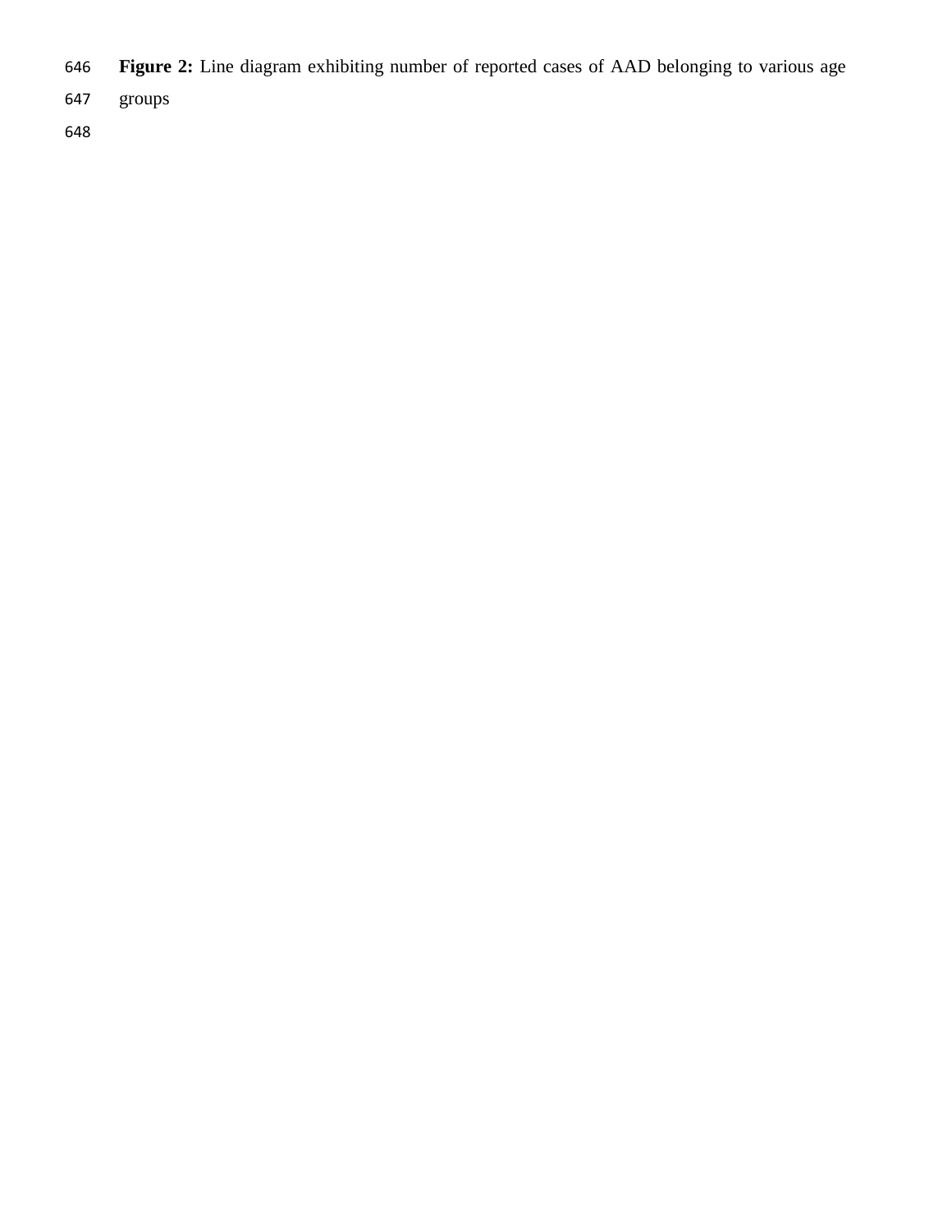**Figure 2:** Line diagram exhibiting number of reported cases of AAD belonging to various age groups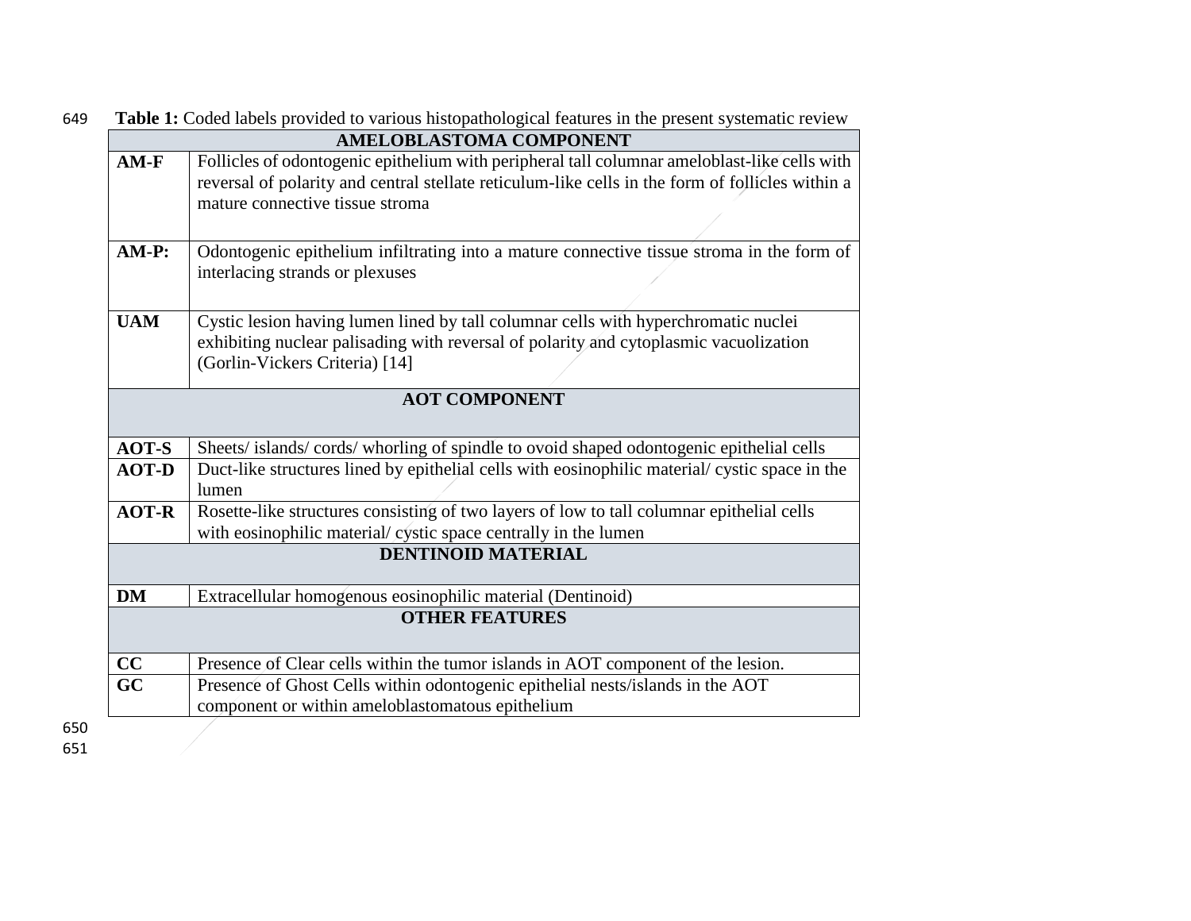**Table 1:** Coded labels provided to various histopathological features in the present systematic review

| AMELOBLASTOMA COMPONENT | |
|---|---|
| **AM-F** | Follicles of odontogenic epithelium with peripheral tall columnar ameloblast-like cells with reversal of polarity and central stellate reticulum-like cells in the form of follicles within a mature connective tissue stroma |
| **AM-P:** | Odontogenic epithelium infiltrating into a mature connective tissue stroma in the form of interlacing strands or plexuses |
| **UAM** | Cystic lesion having lumen lined by tall columnar cells with hyperchromatic nuclei exhibiting nuclear palisading with reversal of polarity and cytoplasmic vacuolization (Gorlin-Vickers Criteria) [14] |
| **AOT COMPONENT** | |
| **AOT-S** | Sheets/ islands/ cords/ whorling of spindle to ovoid shaped odontogenic epithelial cells |
| **AOT-D** | Duct-like structures lined by epithelial cells with eosinophilic material/ cystic space in the lumen |
| **AOT-R** | Rosette-like structures consisting of two layers of low to tall columnar epithelial cells with eosinophilic material/ cystic space centrally in the lumen |
| **DENTINOID MATERIAL** | |
| **DM** | Extracellular homogenous eosinophilic material (Dentinoid) |
| **OTHER FEATURES** | |
| **CC** | Presence of Clear cells within the tumor islands in AOT component of the lesion. |
| **GC** | Presence of Ghost Cells within odontogenic epithelial nests/islands in the AOT component or within ameloblastomatous epithelium |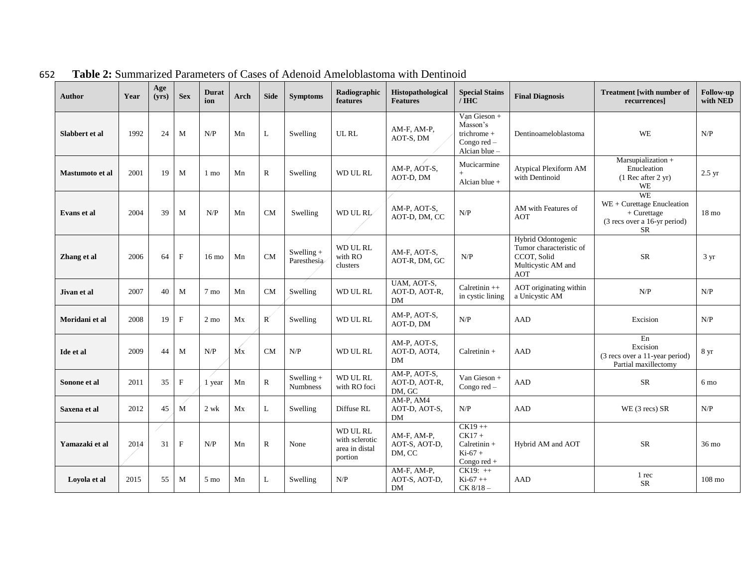**Table 2:** Summarized Parameters of Cases of Adenoid Ameloblastoma with Dentinoid

| Author | Year | Age (yrs) | Sex | Duration | Arch | Side | Symptoms | Radiographic features | Histopathological Features | Special Stains / IHC | Final Diagnosis | Treatment [with number of recurrences] | Follow-up with NED |
|---|---|---|---|---|---|---|---|---|---|---|---|---|---|
| **Slabbert et al** | 1992 | 24 | M | N/P | Mn | L | Swelling | UL RL | AM-F, AM-P, AOT-S, DM | Van Gieson + Masson's trichrome + Congo red – Alcian blue – | Dentinoameloblastoma | WE | N/P |
| **Mastumoto et al** | 2001 | 19 | M | 1 mo | Mn | R | Swelling | WD UL RL | AM-P, AOT-S, AOT-D, DM | Mucicarmine + Alcian blue + | Atypical Plexiform AM with Dentinoid | Marsupialization + Enucleation (1 Rec after 2 yr) WE | 2.5 yr |
| **Evans et al** | 2004 | 39 | M | N/P | Mn | CM | Swelling | WD UL RL | AM-P, AOT-S, AOT-D, DM, CC | N/P | AM with Features of AOT | WE WE + Curettage Enucleation + Curettage (3 recs over a 16-yr period) SR | 18 mo |
| **Zhang et al** | 2006 | 64 | F | 16 mo | Mn | CM | Swelling + Paresthesia | WD UL RL with RO clusters | AM-F, AOT-S, AOT-R, DM, GC | N/P | Hybrid Odontogenic Tumor characteristic of CCOT, Solid Multicystic AM and AOT | SR | 3 yr |
| **Jivan et al** | 2007 | 40 | M | 7 mo | Mn | CM | Swelling | WD UL RL | UAM, AOT-S, AOT-D, AOT-R, DM | Calretinin ++ in cystic lining | AOT originating within a Unicystic AM | N/P | N/P |
| **Moridani et al** | 2008 | 19 | F | 2 mo | Mx | R | Swelling | WD UL RL | AM-P, AOT-S, AOT-D, DM | N/P | AAD | Excision | N/P |
| **Ide et al** | 2009 | 44 | M | N/P | Mx | CM | N/P | WD UL RL | AM-P, AOT-S, AOT-D, AOT4, DM | Calretinin + | AAD | En Excision (3 recs over a 11-year period) Partial maxillectomy | 8 yr |
| **Sonone et al** | 2011 | 35 | F | 1 year | Mn | R | Swelling + Numbness | WD UL RL with RO foci | AM-P, AOT-S, AOT-D, AOT-R, DM, GC | Van Gieson + Congo red – | AAD | SR | 6 mo |
| **Saxena et al** | 2012 | 45 | M | 2 wk | Mx | L | Swelling | Diffuse RL | AM-P, AM4 AOT-D, AOT-S, DM | N/P | AAD | WE (3 recs) SR | N/P |
| **Yamazaki et al** | 2014 | 31 | F | N/P | Mn | R | None | WD UL RL with sclerotic area in distal portion | AM-F, AM-P, AOT-S, AOT-D, DM, CC | CK19 ++ CK17 + Calretinin + Ki-67 + Congo red + | Hybrid AM and AOT | SR | 36 mo |
| **Loyola et al** | 2015 | 55 | M | 5 mo | Mn | L | Swelling | N/P | AM-F, AM-P, AOT-S, AOT-D, DM | CK19: ++ Ki-67 ++ CK 8/18 – | AAD | 1 rec SR | 108 mo |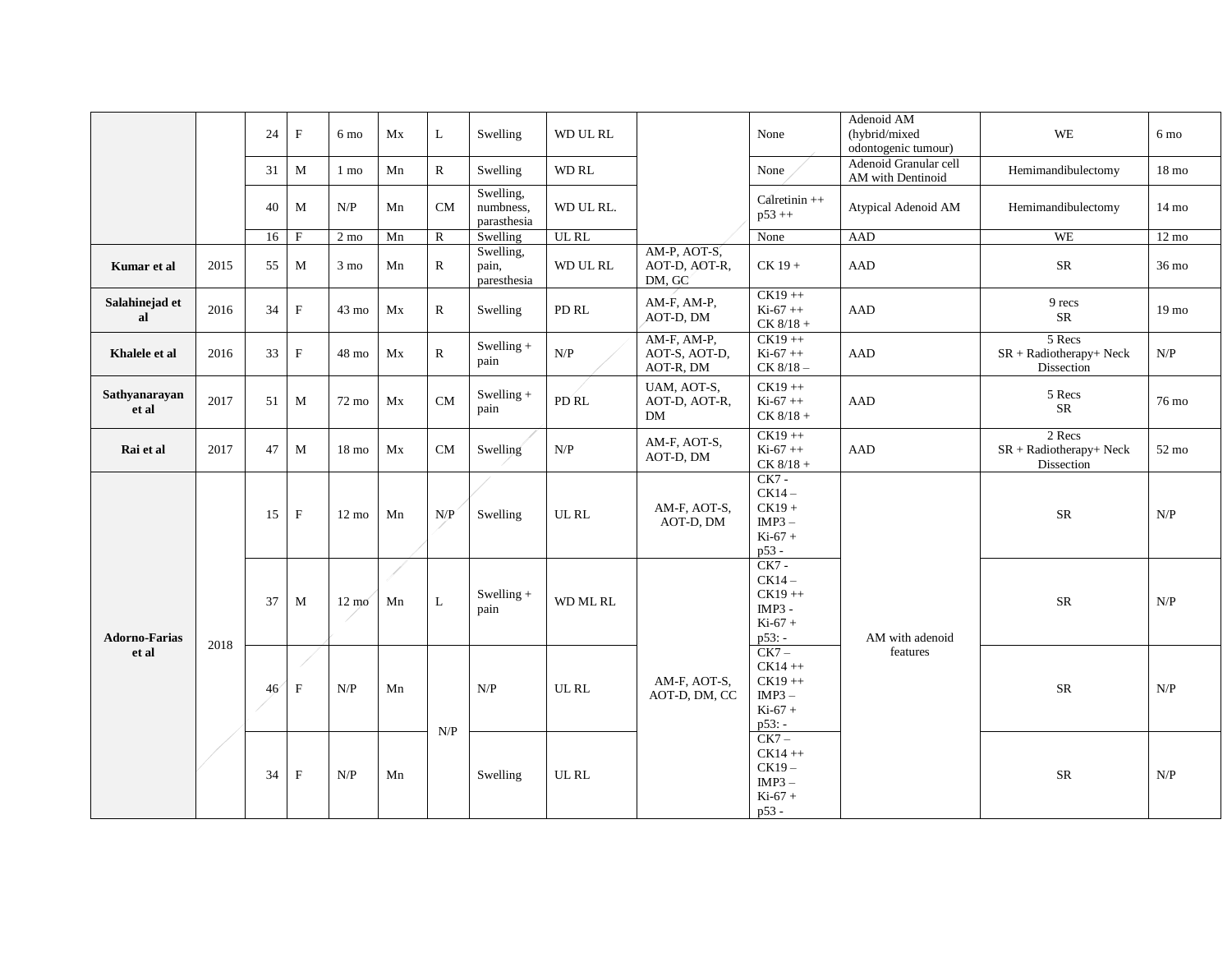| | | | | | | | | | | | | | |
|---|---|---|---|---|---|---|---|---|---|---|---|---|---|
| | | 24 | F | 6 mo | Mx | L | Swelling | WD UL RL | | None | Adenoid AM (hybrid/mixed odontogenic tumour) | WE | 6 mo |
| | | 31 | M | 1 mo | Mn | R | Swelling | WD RL | | None | Adenoid Granular cell AM with Dentinoid | Hemimandibulectomy | 18 mo |
| | | 40 | M | N/P | Mn | CM | Swelling, numbness, parasthesia | WD UL RL. | | Calretinin ++ p53 ++ | Atypical Adenoid AM | Hemimandibulectomy | 14 mo |
| | | 16 | F | 2 mo | Mn | R | Swelling | UL RL | | None | AAD | WE | 12 mo |
| **Kumar et al** | 2015 | 55 | M | 3 mo | Mn | R | Swelling, pain, paresthesia | WD UL RL | AM-P, AOT-S, AOT-D, AOT-R, DM, GC | CK 19 + | AAD | SR | 36 mo |
| **Salahinejad et al** | 2016 | 34 | F | 43 mo | Mx | R | Swelling | PD RL | AM-F, AM-P, AOT-D, DM | CK19 ++ Ki-67 ++ CK 8/18 + | AAD | 9 recs SR | 19 mo |
| **Khalele et al** | 2016 | 33 | F | 48 mo | Mx | R | Swelling + pain | N/P | AM-F, AM-P, AOT-S, AOT-D, AOT-R, DM | CK19 ++ Ki-67 ++ CK 8/18 – | AAD | 5 Recs SR + Radiotherapy+ Neck Dissection | N/P |
| **Sathyanarayan et al** | 2017 | 51 | M | 72 mo | Mx | CM | Swelling + pain | PD RL | UAM, AOT-S, AOT-D, AOT-R, DM | CK19 ++ Ki-67 ++ CK 8/18 + | AAD | 5 Recs SR | 76 mo |
| **Rai et al** | 2017 | 47 | M | 18 mo | Mx | CM | Swelling | N/P | AM-F, AOT-S, AOT-D, DM | CK19 ++ Ki-67 ++ CK 8/18 + | AAD | 2 Recs SR + Radiotherapy+ Neck Dissection | 52 mo |
| **Adorno-Farias et al** | 2018 | 15 | F | 12 mo | Mn | N/P | Swelling | UL RL | AM-F, AOT-S, AOT-D, DM | CK7 - CK14 – CK19 + IMP3 – Ki-67 + p53 - | AM with adenoid features | SR | N/P |
| | | 37 | M | 12 mo | Mn | L | Swelling + pain | WD ML RL | AM-F, AOT-S, AOT-D, DM, CC | CK7 - CK14 – CK19 ++ IMP3 - Ki-67 + p53: - | | SR | N/P |
| | | 46 | F | N/P | Mn | N/P | N/P | UL RL | | CK7 – CK14 ++ CK19 ++ IMP3 – Ki-67 + p53: - | | SR | N/P |
| | | 34 | F | N/P | Mn | | Swelling | UL RL | | CK7 – CK14 ++ CK19 – IMP3 – Ki-67 + p53 - | | SR | N/P |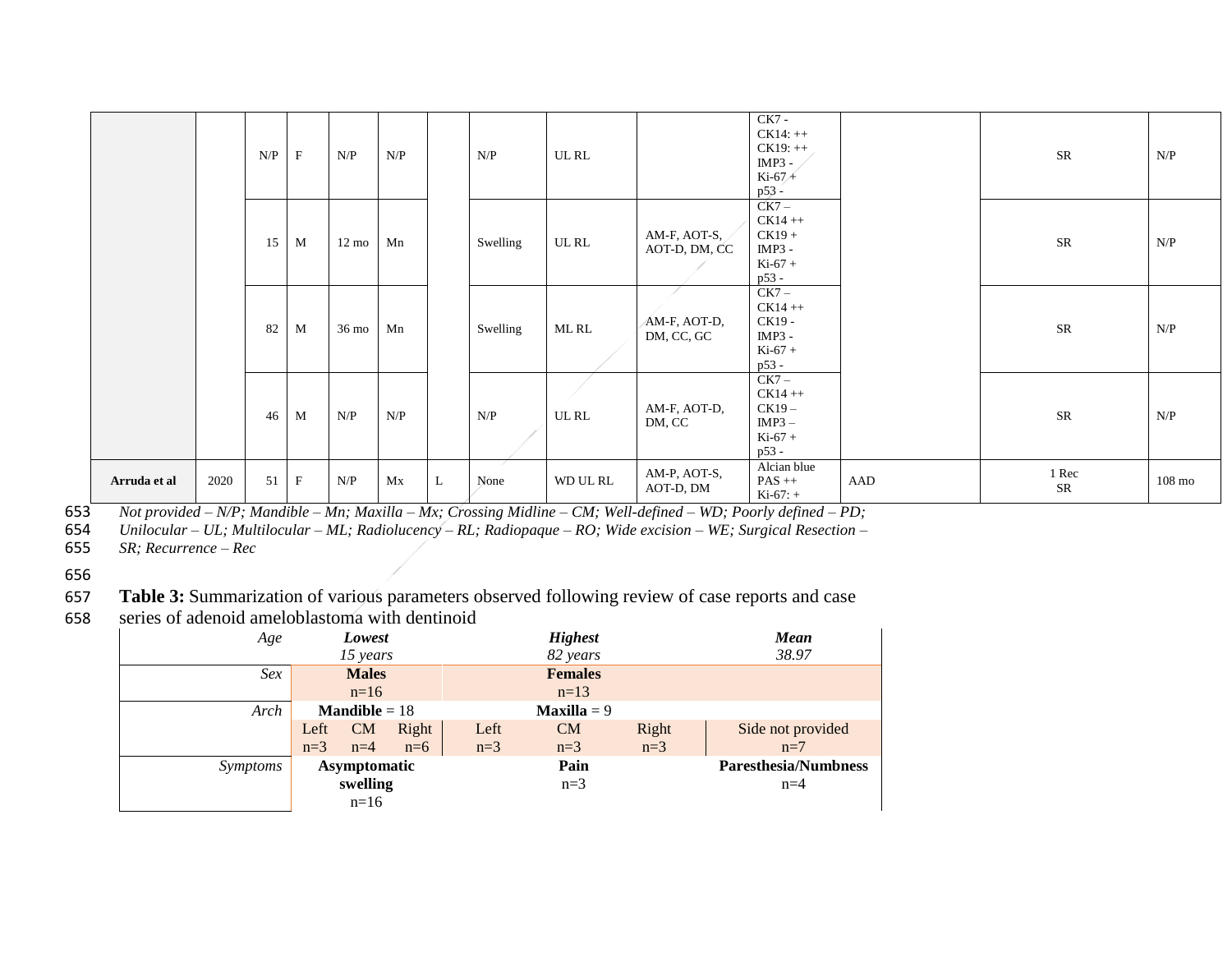| | | | | | | | | | | | | | |
|---|---|---|---|---|---|---|---|---|---|---|---|---|---|
| | | N/P | F | N/P | N/P | | N/P | UL RL | | CK7 - CK14: ++ CK19: ++ IMP3 - Ki-67 + p53 - | | SR | N/P |
| | | 15 | M | 12 mo | Mn | | Swelling | UL RL | AM-F, AOT-S, AOT-D, DM, CC | CK7 – CK14 ++ CK19 + IMP3 - Ki-67 + p53 - | | SR | N/P |
| | | 82 | M | 36 mo | Mn | | Swelling | ML RL | AM-F, AOT-D, DM, CC, GC | CK7 – CK14 ++ CK19 - IMP3 - Ki-67 + p53 - | | SR | N/P |
| | | 46 | M | N/P | N/P | | N/P | UL RL | AM-F, AOT-D, DM, CC | CK7 – CK14 ++ CK19 – IMP3 – Ki-67 + p53 - | | SR | N/P |
| **Arruda et al** | 2020 | 51 | F | N/P | Mx | L | None | WD UL RL | AM-P, AOT-S, AOT-D, DM | Alcian blue PAS ++ Ki-67: + | AAD | 1 Rec SR | 108 mo |

*Not provided – N/P; Mandible – Mn; Maxilla – Mx; Crossing Midline – CM; Well-defined – WD; Poorly defined – PD; Unilocular – UL; Multilocular – ML; Radiolucency – RL; Radiopaque – RO; Wide excision – WE; Surgical Resection – SR; Recurrence – Rec*

**Table 3:** Summarization of various parameters observed following review of case reports and case series of adenoid ameloblastoma with dentinoid

| | | | | | | | |
|---|---|---|---|---|---|---|---|
| *Age* | ***Lowest*** *15 years* | | | ***Highest*** *82 years* | | | ***Mean*** *38.97* |
| *Sex* | **Males** n=16 | | | **Females** n=13 | | | |
| *Arch* | **Mandible** = 18 | | | **Maxilla** = 9 | | | |
| | Left n=3 | CM n=4 | Right n=6 | Left n=3 | CM n=3 | Right n=3 | Side not provided n=7 |
| *Symptoms* | **Asymptomatic swelling** n=16 | | | **Pain** n=3 | | | **Paresthesia/Numbness** n=4 |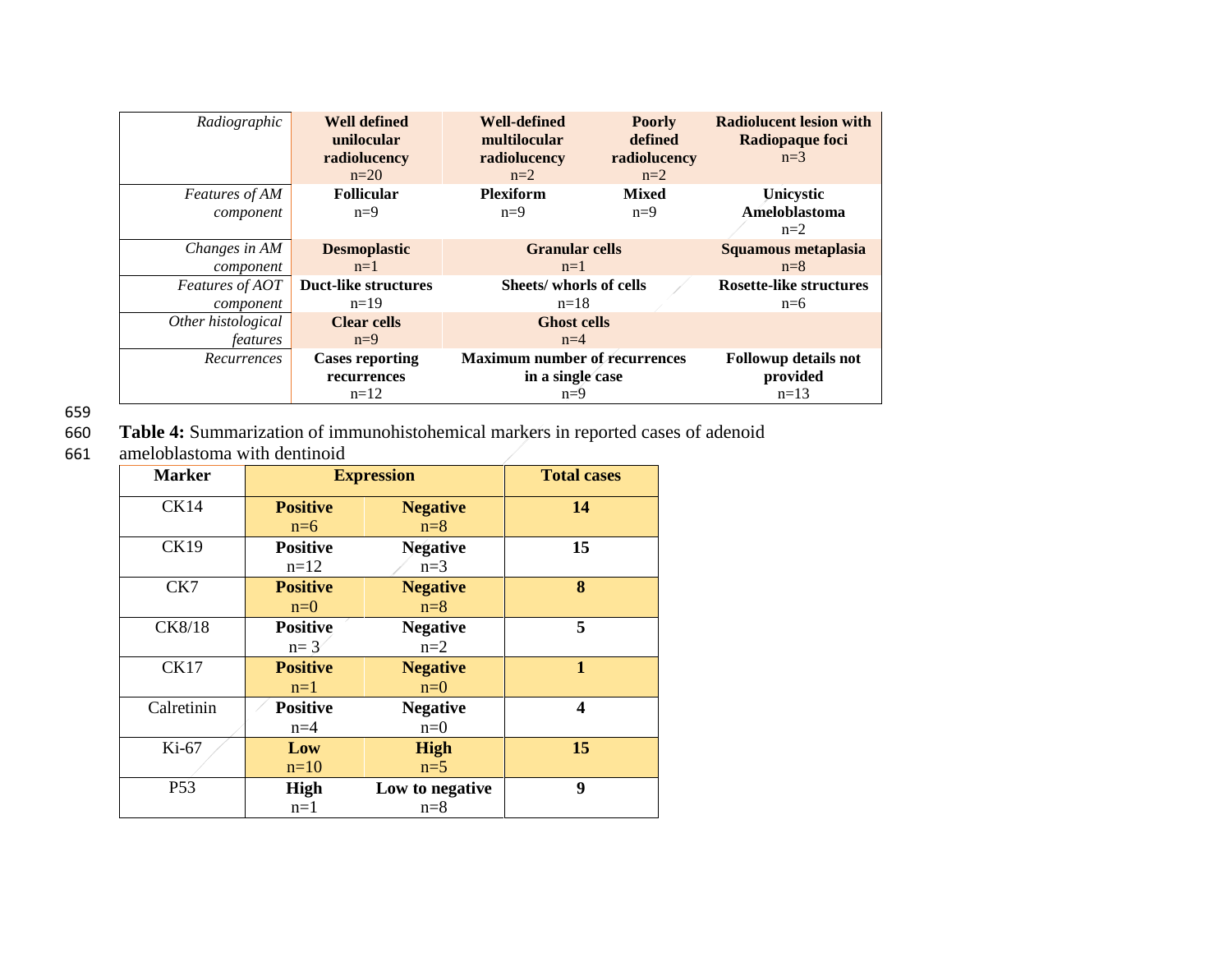| *Radiographic* | **Well defined unilocular radiolucency** n=20 | **Well-defined multilocular radiolucency** n=2 | **Poorly defined radiolucency** n=2 | **Radiolucent lesion with Radiopaque foci** n=3 |
|---|---|---|---|---|
| *Features of AM component* | **Follicular** n=9 | **Plexiform** n=9 | **Mixed** n=9 | **Unicystic Ameloblastoma** n=2 |
| *Changes in AM component* | **Desmoplastic** n=1 | **Granular cells** n=1 | | **Squamous metaplasia** n=8 |
| *Features of AOT component* | **Duct-like structures** n=19 | **Sheets/ whorls of cells** n=18 | | **Rosette-like structures** n=6 |
| *Other histological features* | **Clear cells** n=9 | **Ghost cells** n=4 | | |
| *Recurrences* | **Cases reporting recurrences** n=12 | **Maximum number of recurrences in a single case** n=9 | | **Followup details not provided** n=13 |

**Table 4:** Summarization of immunohistohemical markers in reported cases of adenoid ameloblastoma with dentinoid

| **Marker** | **Expression** | | **Total cases** |
|---|---|---|---|
| CK14 | **Positive** n=6 | **Negative** n=8 | **14** |
| CK19 | **Positive** n=12 | **Negative** n=3 | **15** |
| CK7 | **Positive** n=0 | **Negative** n=8 | **8** |
| CK8/18 | **Positive** n= 3 | **Negative** n=2 | **5** |
| CK17 | **Positive** n=1 | **Negative** n=0 | **1** |
| Calretinin | **Positive** n=4 | **Negative** n=0 | **4** |
| Ki-67 | **Low** n=10 | **High** n=5 | **15** |
| P53 | **High** n=1 | **Low to negative** n=8 | **9** |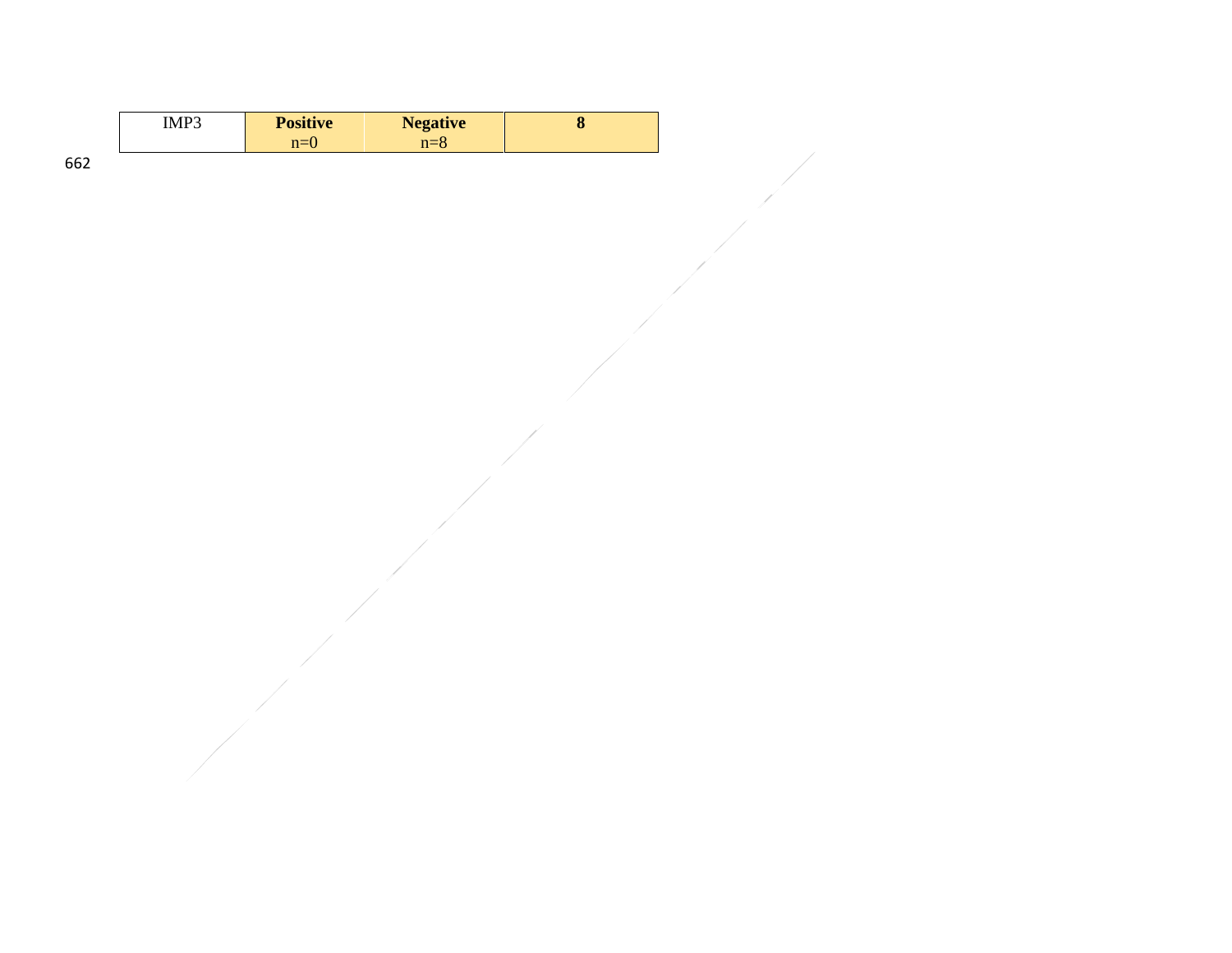| | | | |
|---|---|---|---|
| IMP3 | **Positive** n=0 | **Negative** n=8 | **8** |